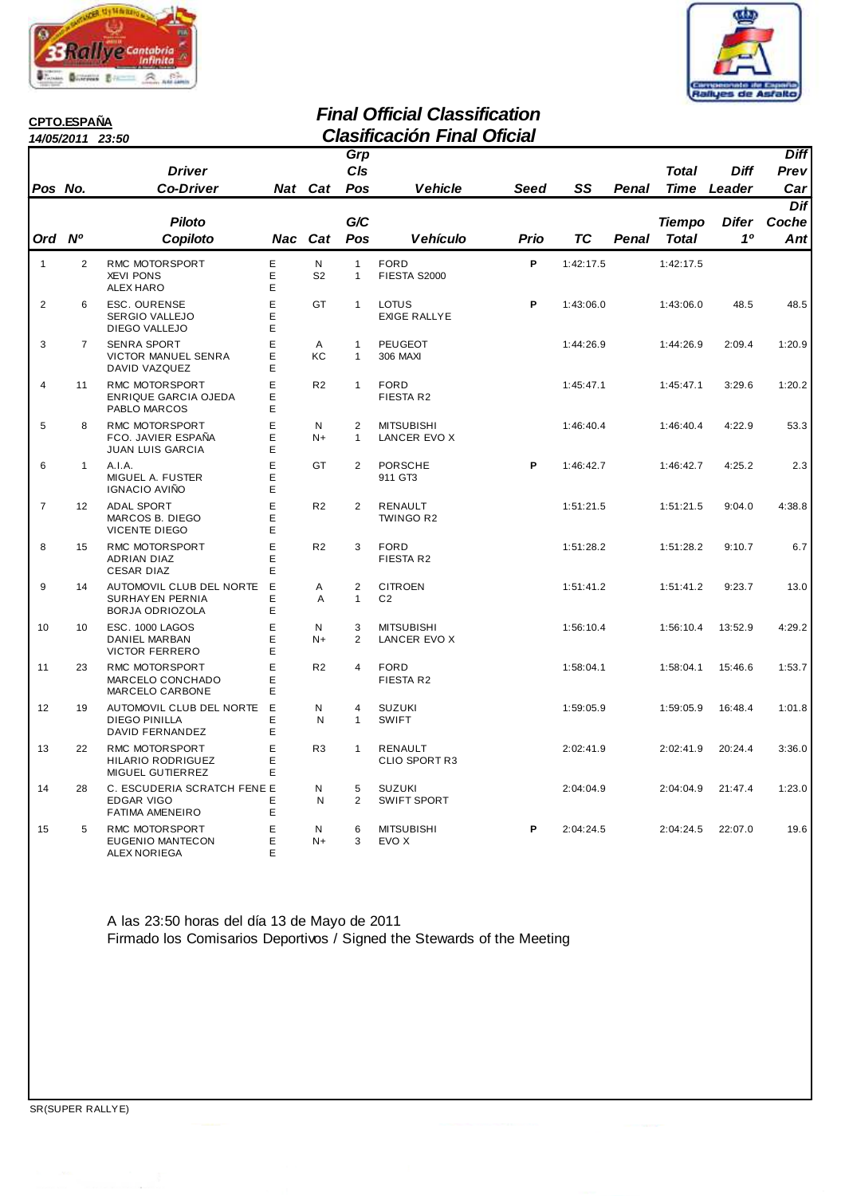**CPTO.ESPAÑA**

*14/05/2011 23:50*

## *Final Official Classification*
## *Clasificación Final Oficial*

| Pos No. / Ord Nº | | Driver Co-Driver / Piloto Copiloto | Nat / Nac | Cat | Grp Cls Pos / G/C Pos | Vehicle / Vehículo | Seed / Prio | SS / TC | Penal | Total Time / Tiempo Total | Diff Leader / Difer 1º | Diff Prev Car / Dif Coche Ant |
|---|---|---|---|---|---|---|---|---|---|---|---|---|
| 1 | 2 | RMC MOTORSPORT<br>XEVI PONS<br>ALEX HARO | E<br>E<br>E | N<br>S2 | 1<br>1 | FORD<br>FIESTA S2000 | P | 1:42:17.5 | | 1:42:17.5 | | |
| 2 | 6 | ESC. OURENSE<br>SERGIO VALLEJO<br>DIEGO VALLEJO | E<br>E<br>E | GT | 1 | LOTUS<br>EXIGE RALLYE | P | 1:43:06.0 | | 1:43:06.0 | 48.5 | 48.5 |
| 3 | 7 | SENRA SPORT<br>VICTOR MANUEL SENRA<br>DAVID VAZQUEZ | E<br>E<br>E | A<br>KC | 1<br>1 | PEUGEOT<br>306 MAXI | | 1:44:26.9 | | 1:44:26.9 | 2:09.4 | 1:20.9 |
| 4 | 11 | RMC MOTORSPORT<br>ENRIQUE GARCIA OJEDA<br>PABLO MARCOS | E<br>E<br>E | R2 | 1 | FORD<br>FIESTA R2 | | 1:45:47.1 | | 1:45:47.1 | 3:29.6 | 1:20.2 |
| 5 | 8 | RMC MOTORSPORT<br>FCO. JAVIER ESPAÑA<br>JUAN LUIS GARCIA | E<br>E<br>E | N<br>N+ | 2<br>1 | MITSUBISHI<br>LANCER EVO X | | 1:46:40.4 | | 1:46:40.4 | 4:22.9 | 53.3 |
| 6 | 1 | A.I.A.<br>MIGUEL A. FUSTER<br>IGNACIO AVIÑO | E<br>E<br>E | GT | 2 | PORSCHE<br>911 GT3 | P | 1:46:42.7 | | 1:46:42.7 | 4:25.2 | 2.3 |
| 7 | 12 | ADAL SPORT<br>MARCOS B. DIEGO<br>VICENTE DIEGO | E<br>E<br>E | R2 | 2 | RENAULT<br>TWINGO R2 | | 1:51:21.5 | | 1:51:21.5 | 9:04.0 | 4:38.8 |
| 8 | 15 | RMC MOTORSPORT<br>ADRIAN DIAZ<br>CESAR DIAZ | E<br>E<br>E | R2 | 3 | FORD<br>FIESTA R2 | | 1:51:28.2 | | 1:51:28.2 | 9:10.7 | 6.7 |
| 9 | 14 | AUTOMOVIL CLUB DEL NORTE<br>SURHAYEN PERNIA<br>BORJA ODRIOZOLA | E<br>E<br>E | A<br>A | 2<br>1 | CITROEN<br>C2 | | 1:51:41.2 | | 1:51:41.2 | 9:23.7 | 13.0 |
| 10 | 10 | ESC. 1000 LAGOS<br>DANIEL MARBAN<br>VICTOR FERRERO | E<br>E<br>E | N<br>N+ | 3<br>2 | MITSUBISHI<br>LANCER EVO X | | 1:56:10.4 | | 1:56:10.4 | 13:52.9 | 4:29.2 |
| 11 | 23 | RMC MOTORSPORT<br>MARCELO CONCHADO<br>MARCELO CARBONE | E<br>E<br>E | R2 | 4 | FORD<br>FIESTA R2 | | 1:58:04.1 | | 1:58:04.1 | 15:46.6 | 1:53.7 |
| 12 | 19 | AUTOMOVIL CLUB DEL NORTE<br>DIEGO PINILLA<br>DAVID FERNANDEZ | E<br>E<br>E | N<br>N | 4<br>1 | SUZUKI<br>SWIFT | | 1:59:05.9 | | 1:59:05.9 | 16:48.4 | 1:01.8 |
| 13 | 22 | RMC MOTORSPORT<br>HILARIO RODRIGUEZ<br>MIGUEL GUTIERREZ | E<br>E<br>E | R3 | 1 | RENAULT<br>CLIO SPORT R3 | | 2:02:41.9 | | 2:02:41.9 | 20:24.4 | 3:36.0 |
| 14 | 28 | C. ESCUDERIA SCRATCH FENE<br>EDGAR VIGO<br>FATIMA AMENEIRO | E<br>E<br>E | N<br>N | 5<br>2 | SUZUKI<br>SWIFT SPORT | | 2:04:04.9 | | 2:04:04.9 | 21:47.4 | 1:23.0 |
| 15 | 5 | RMC MOTORSPORT<br>EUGENIO MANTECON<br>ALEX NORIEGA | E<br>E<br>E | N<br>N+ | 6<br>3 | MITSUBISHI<br>EVO X | P | 2:04:24.5 | | 2:04:24.5 | 22:07.0 | 19.6 |

A las 23:50 horas del día 13 de Mayo de 2011
Firmado los Comisarios Deportivos / Signed the Stewards of the Meeting

SR(SUPER RALLYE)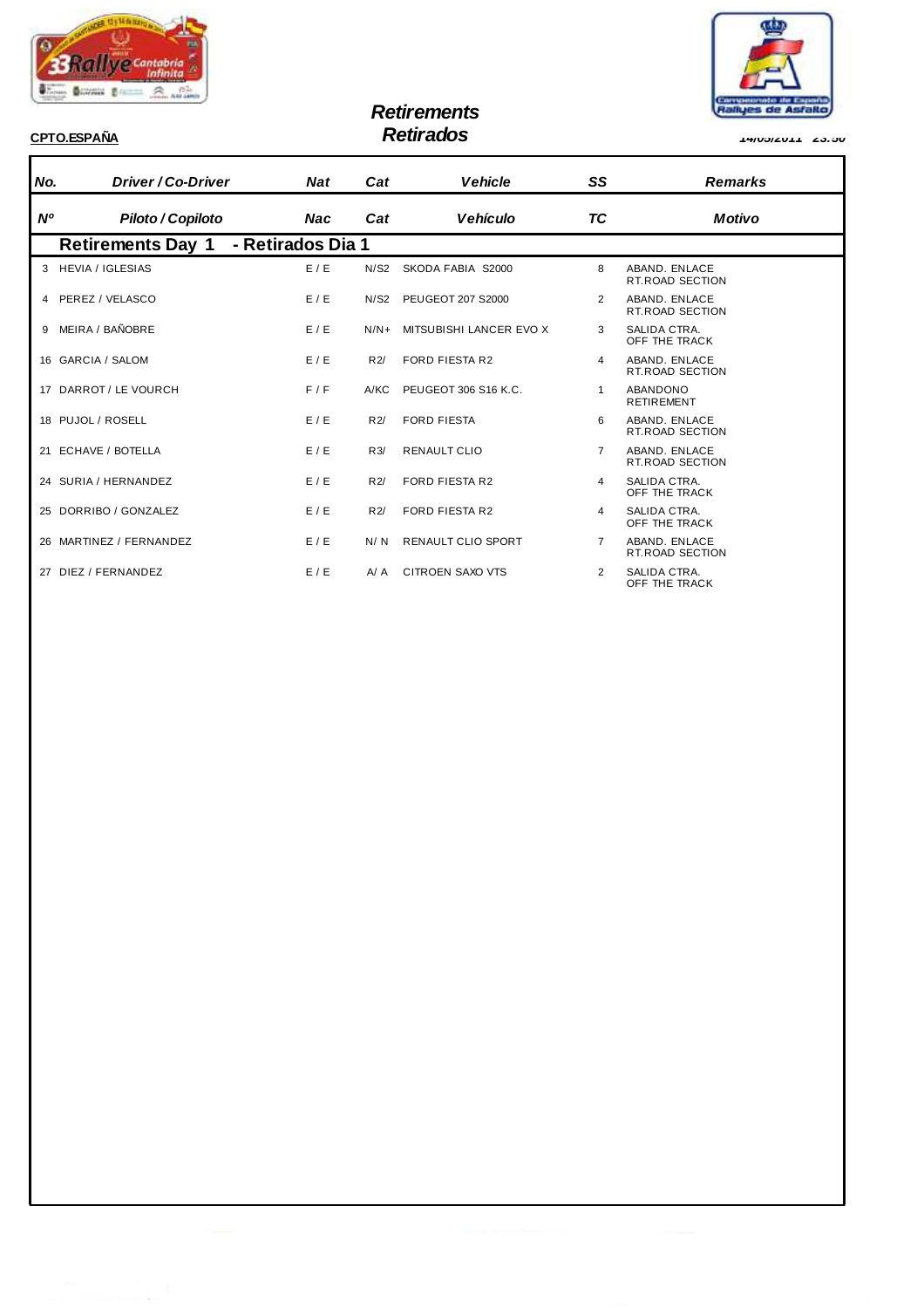**CPTO.ESPAÑA**

# Retirements
# Retirados

14/05/2011 23:50

| No. | Driver / Co-Driver | Nat | Cat | Vehicle | SS | Remarks |
|---|---|---|---|---|---|---|
| Nº | Piloto / Copiloto | Nac | Cat | Vehículo | TC | Motivo |
| **Retirements Day 1 - Retirados Dia 1** | | | | | | |
| 3 | HEVIA / IGLESIAS | E / E | N/S2 | SKODA FABIA S2000 | 8 | ABAND. ENLACE RT.ROAD SECTION |
| 4 | PEREZ / VELASCO | E / E | N/S2 | PEUGEOT 207 S2000 | 2 | ABAND. ENLACE RT.ROAD SECTION |
| 9 | MEIRA / BAÑOBRE | E / E | N/N+ | MITSUBISHI LANCER EVO X | 3 | SALIDA CTRA. OFF THE TRACK |
| 16 | GARCIA / SALOM | E / E | R2/ | FORD FIESTA R2 | 4 | ABAND. ENLACE RT.ROAD SECTION |
| 17 | DARROT / LE VOURCH | F / F | A/KC | PEUGEOT 306 S16 K.C. | 1 | ABANDONO RETIREMENT |
| 18 | PUJOL / ROSELL | E / E | R2/ | FORD FIESTA | 6 | ABAND. ENLACE RT.ROAD SECTION |
| 21 | ECHAVE / BOTELLA | E / E | R3/ | RENAULT CLIO | 7 | ABAND. ENLACE RT.ROAD SECTION |
| 24 | SURIA / HERNANDEZ | E / E | R2/ | FORD FIESTA R2 | 4 | SALIDA CTRA. OFF THE TRACK |
| 25 | DORRIBO / GONZALEZ | E / E | R2/ | FORD FIESTA R2 | 4 | SALIDA CTRA. OFF THE TRACK |
| 26 | MARTINEZ / FERNANDEZ | E / E | N/ N | RENAULT CLIO SPORT | 7 | ABAND. ENLACE RT.ROAD SECTION |
| 27 | DIEZ / FERNANDEZ | E / E | A/ A | CITROEN SAXO VTS | 2 | SALIDA CTRA. OFF THE TRACK |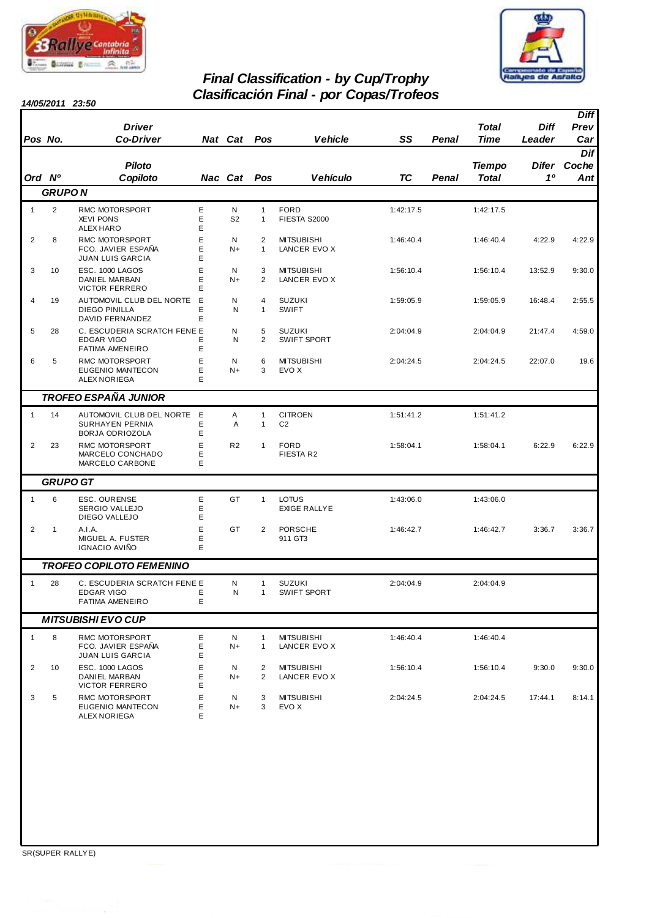# Final Classification - by Cup/Trophy
# Clasificación Final - por Copas/Trofeos

**14/05/2011 23:50**

| Pos / Ord | No. / Nº | Driver / Piloto, Co-Driver / Copiloto | Nat / Nac | Cat | Pos | Vehicle / Vehículo | SS / TC | Penal | Total Time / Tiempo Total | Diff Leader / Difer 1º | Diff Prev Car / Dif Coche Ant |
|---|---|---|---|---|---|---|---|---|---|---|---|
| **GRUPO N** | | | | | | | | | | | |
| 1 | 2 | RMC MOTORSPORT<br>XEVI PONS<br>ALEX HARO | E<br>E<br>E | N<br>S2 | 1<br>1 | FORD<br>FIESTA S2000 | 1:42:17.5 | | 1:42:17.5 | | |
| 2 | 8 | RMC MOTORSPORT<br>FCO. JAVIER ESPAÑA<br>JUAN LUIS GARCIA | E<br>E<br>E | N<br>N+ | 2<br>1 | MITSUBISHI<br>LANCER EVO X | 1:46:40.4 | | 1:46:40.4 | 4:22.9 | 4:22.9 |
| 3 | 10 | ESC. 1000 LAGOS<br>DANIEL MARBAN<br>VICTOR FERRERO | E<br>E<br>E | N<br>N+ | 3<br>2 | MITSUBISHI<br>LANCER EVO X | 1:56:10.4 | | 1:56:10.4 | 13:52.9 | 9:30.0 |
| 4 | 19 | AUTOMOVIL CLUB DEL NORTE<br>DIEGO PINILLA<br>DAVID FERNANDEZ | E<br>E<br>E | N<br>N | 4<br>1 | SUZUKI<br>SWIFT | 1:59:05.9 | | 1:59:05.9 | 16:48.4 | 2:55.5 |
| 5 | 28 | C. ESCUDERIA SCRATCH FENE<br>EDGAR VIGO<br>FATIMA AMENEIRO | E<br>E<br>E | N<br>N | 5<br>2 | SUZUKI<br>SWIFT SPORT | 2:04:04.9 | | 2:04:04.9 | 21:47.4 | 4:59.0 |
| 6 | 5 | RMC MOTORSPORT<br>EUGENIO MANTECON<br>ALEX NORIEGA | E<br>E<br>E | N<br>N+ | 6<br>3 | MITSUBISHI<br>EVO X | 2:04:24.5 | | 2:04:24.5 | 22:07.0 | 19.6 |
| **TROFEO ESPAÑA JUNIOR** | | | | | | | | | | | |
| 1 | 14 | AUTOMOVIL CLUB DEL NORTE<br>SURHAYEN PERNIA<br>BORJA ODRIOZOLA | E<br>E<br>E | A<br>A | 1<br>1 | CITROEN<br>C2 | 1:51:41.2 | | 1:51:41.2 | | |
| 2 | 23 | RMC MOTORSPORT<br>MARCELO CONCHADO<br>MARCELO CARBONE | E<br>E<br>E | R2 | 1 | FORD<br>FIESTA R2 | 1:58:04.1 | | 1:58:04.1 | 6:22.9 | 6:22.9 |
| **GRUPO GT** | | | | | | | | | | | |
| 1 | 6 | ESC. OURENSE<br>SERGIO VALLEJO<br>DIEGO VALLEJO | E<br>E<br>E | GT | 1 | LOTUS<br>EXIGE RALLYE | 1:43:06.0 | | 1:43:06.0 | | |
| 2 | 1 | A.I.A.<br>MIGUEL A. FUSTER<br>IGNACIO AVIÑO | E<br>E<br>E | GT | 2 | PORSCHE<br>911 GT3 | 1:46:42.7 | | 1:46:42.7 | 3:36.7 | 3:36.7 |
| **TROFEO COPILOTO FEMENINO** | | | | | | | | | | | |
| 1 | 28 | C. ESCUDERIA SCRATCH FENE<br>EDGAR VIGO<br>FATIMA AMENEIRO | E<br>E<br>E | N<br>N | 1<br>1 | SUZUKI<br>SWIFT SPORT | 2:04:04.9 | | 2:04:04.9 | | |
| **MITSUBISHI EVO CUP** | | | | | | | | | | | |
| 1 | 8 | RMC MOTORSPORT<br>FCO. JAVIER ESPAÑA<br>JUAN LUIS GARCIA | E<br>E<br>E | N<br>N+ | 1<br>1 | MITSUBISHI<br>LANCER EVO X | 1:46:40.4 | | 1:46:40.4 | | |
| 2 | 10 | ESC. 1000 LAGOS<br>DANIEL MARBAN<br>VICTOR FERRERO | E<br>E<br>E | N<br>N+ | 2<br>2 | MITSUBISHI<br>LANCER EVO X | 1:56:10.4 | | 1:56:10.4 | 9:30.0 | 9:30.0 |
| 3 | 5 | RMC MOTORSPORT<br>EUGENIO MANTECON<br>ALEX NORIEGA | E<br>E<br>E | N<br>N+ | 3<br>3 | MITSUBISHI<br>EVO X | 2:04:24.5 | | 2:04:24.5 | 17:44.1 | 8:14.1 |

SR(SUPER RALLYE)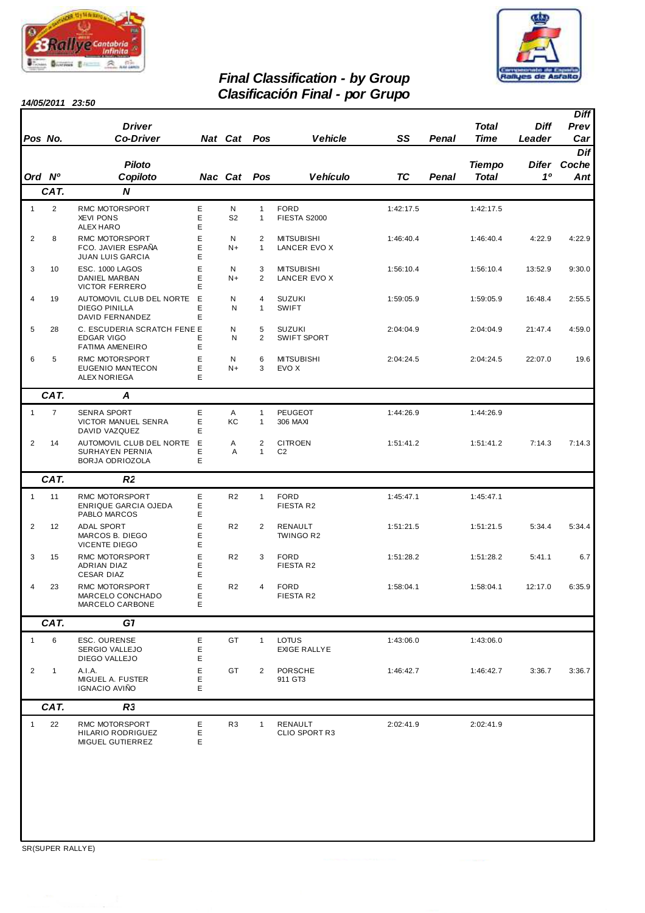# Final Classification - by Group
# Clasificación Final - por Grupo

**14/05/2011 23:50**

| Pos / Ord | No. / Nº | Driver / Co-Driver — Piloto / Copiloto | Nat / Nac | Cat | Pos | Vehicle / Vehículo | SS / TC | Penal | Total Time / Tiempo Total | Diff Leader / Difer 1º | Diff Prev Car / Dif Coche Ant |
|---|---|---|---|---|---|---|---|---|---|---|---|
| **CAT.** | | **N** | | | | | | | | | |
| 1 | 2 | RMC MOTORSPORT<br>XEVI PONS<br>ALEX HARO | E<br>E<br>E | N<br>S2 | 1<br>1 | FORD<br>FIESTA S2000 | 1:42:17.5 | | 1:42:17.5 | | |
| 2 | 8 | RMC MOTORSPORT<br>FCO. JAVIER ESPAÑA<br>JUAN LUIS GARCIA | E<br>E<br>E | N<br>N+ | 2<br>1 | MITSUBISHI<br>LANCER EVO X | 1:46:40.4 | | 1:46:40.4 | 4:22.9 | 4:22.9 |
| 3 | 10 | ESC. 1000 LAGOS<br>DANIEL MARBAN<br>VICTOR FERRERO | E<br>E<br>E | N<br>N+ | 3<br>2 | MITSUBISHI<br>LANCER EVO X | 1:56:10.4 | | 1:56:10.4 | 13:52.9 | 9:30.0 |
| 4 | 19 | AUTOMOVIL CLUB DEL NORTE<br>DIEGO PINILLA<br>DAVID FERNANDEZ | E<br>E<br>E | N<br>N | 4<br>1 | SUZUKI<br>SWIFT | 1:59:05.9 | | 1:59:05.9 | 16:48.4 | 2:55.5 |
| 5 | 28 | C. ESCUDERIA SCRATCH FENE<br>EDGAR VIGO<br>FATIMA AMENEIRO | E<br>E<br>E | N<br>N | 5<br>2 | SUZUKI<br>SWIFT SPORT | 2:04:04.9 | | 2:04:04.9 | 21:47.4 | 4:59.0 |
| 6 | 5 | RMC MOTORSPORT<br>EUGENIO MANTECON<br>ALEX NORIEGA | E<br>E<br>E | N<br>N+ | 6<br>3 | MITSUBISHI<br>EVO X | 2:04:24.5 | | 2:04:24.5 | 22:07.0 | 19.6 |
| **CAT.** | | **A** | | | | | | | | | |
| 1 | 7 | SENRA SPORT<br>VICTOR MANUEL SENRA<br>DAVID VAZQUEZ | E<br>E<br>E | A<br>KC | 1<br>1 | PEUGEOT<br>306 MAXI | 1:44:26.9 | | 1:44:26.9 | | |
| 2 | 14 | AUTOMOVIL CLUB DEL NORTE<br>SURHAYEN PERNIA<br>BORJA ODRIOZOLA | E<br>E<br>E | A<br>A | 2<br>1 | CITROEN<br>C2 | 1:51:41.2 | | 1:51:41.2 | 7:14.3 | 7:14.3 |
| **CAT.** | | **R2** | | | | | | | | | |
| 1 | 11 | RMC MOTORSPORT<br>ENRIQUE GARCIA OJEDA<br>PABLO MARCOS | E<br>E<br>E | R2 | 1 | FORD<br>FIESTA R2 | 1:45:47.1 | | 1:45:47.1 | | |
| 2 | 12 | ADAL SPORT<br>MARCOS B. DIEGO<br>VICENTE DIEGO | E<br>E<br>E | R2 | 2 | RENAULT<br>TWINGO R2 | 1:51:21.5 | | 1:51:21.5 | 5:34.4 | 5:34.4 |
| 3 | 15 | RMC MOTORSPORT<br>ADRIAN DIAZ<br>CESAR DIAZ | E<br>E<br>E | R2 | 3 | FORD<br>FIESTA R2 | 1:51:28.2 | | 1:51:28.2 | 5:41.1 | 6.7 |
| 4 | 23 | RMC MOTORSPORT<br>MARCELO CONCHADO<br>MARCELO CARBONE | E<br>E<br>E | R2 | 4 | FORD<br>FIESTA R2 | 1:58:04.1 | | 1:58:04.1 | 12:17.0 | 6:35.9 |
| **CAT.** | | **GT** | | | | | | | | | |
| 1 | 6 | ESC. OURENSE<br>SERGIO VALLEJO<br>DIEGO VALLEJO | E<br>E<br>E | GT | 1 | LOTUS<br>EXIGE RALLYE | 1:43:06.0 | | 1:43:06.0 | | |
| 2 | 1 | A.I.A.<br>MIGUEL A. FUSTER<br>IGNACIO AVIÑO | E<br>E<br>E | GT | 2 | PORSCHE<br>911 GT3 | 1:46:42.7 | | 1:46:42.7 | 3:36.7 | 3:36.7 |
| **CAT.** | | **R3** | | | | | | | | | |
| 1 | 22 | RMC MOTORSPORT<br>HILARIO RODRIGUEZ<br>MIGUEL GUTIERREZ | E<br>E<br>E | R3 | 1 | RENAULT<br>CLIO SPORT R3 | 2:02:41.9 | | 2:02:41.9 | | |

SR(SUPER RALLYE)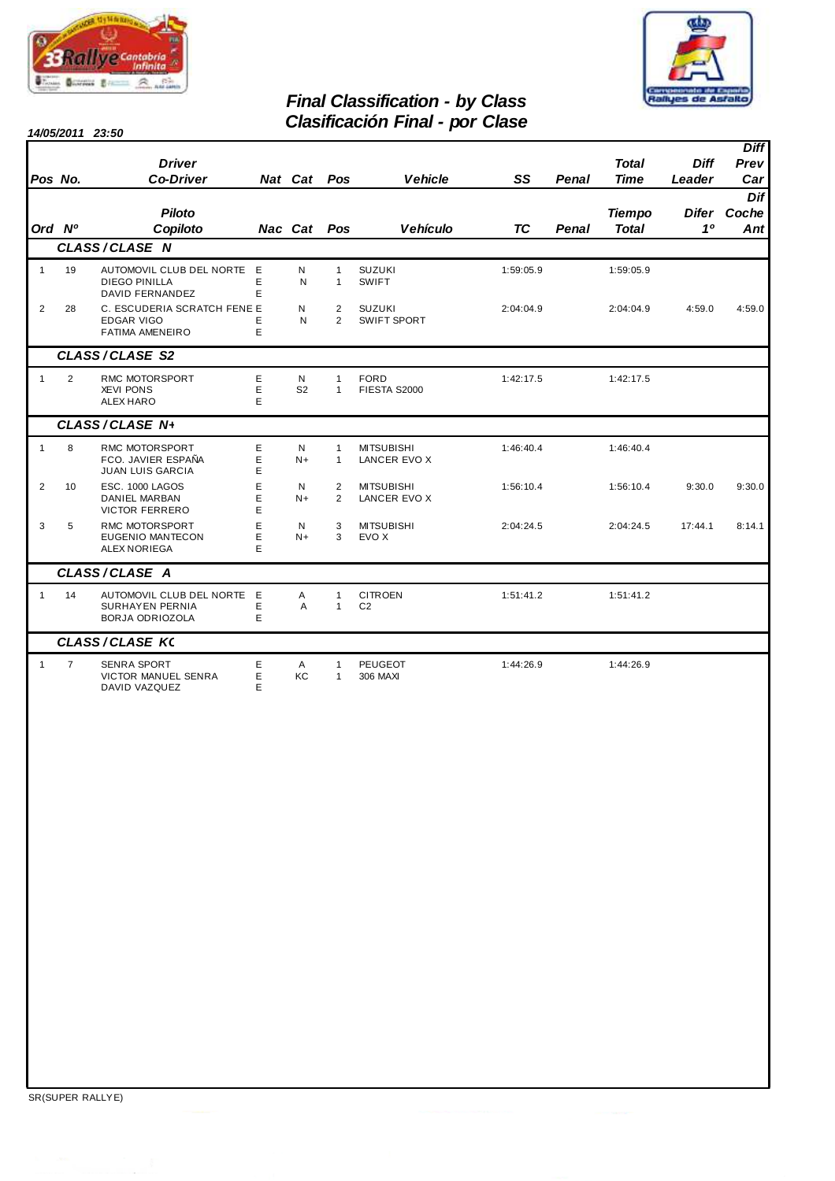# Final Classification - by Class
# Clasificación Final - por Clase

**14/05/2011 23:50**

| Pos<br>Ord | No.<br>Nº | Driver / Co-Driver<br>Piloto / Copiloto | Nat<br>Nac | Cat<br>Cat | Pos<br>Pos | Vehicle<br>Vehículo | SS<br>TC | Penal<br>Penal | Total Time<br>Tiempo Total | Diff Leader<br>Difer 1º | Diff Prev Car<br>Dif Coche Ant |
|---|---|---|---|---|---|---|---|---|---|---|---|
| **CLASS / CLASE N** | | | | | | | | | | | |
| 1 | 19 | AUTOMOVIL CLUB DEL NORTE<br>DIEGO PINILLA<br>DAVID FERNANDEZ | E<br>E<br>E | N<br>N | 1<br>1 | SUZUKI<br>SWIFT | 1:59:05.9 | | 1:59:05.9 | | |
| 2 | 28 | C. ESCUDERIA SCRATCH FENE<br>EDGAR VIGO<br>FATIMA AMENEIRO | E<br>E<br>E | N<br>N | 2<br>2 | SUZUKI<br>SWIFT SPORT | 2:04:04.9 | | 2:04:04.9 | 4:59.0 | 4:59.0 |
| **CLASS / CLASE S2** | | | | | | | | | | | |
| 1 | 2 | RMC MOTORSPORT<br>XEVI PONS<br>ALEX HARO | E<br>E<br>E | N<br>S2 | 1<br>1 | FORD<br>FIESTA S2000 | 1:42:17.5 | | 1:42:17.5 | | |
| **CLASS / CLASE N+** | | | | | | | | | | | |
| 1 | 8 | RMC MOTORSPORT<br>FCO. JAVIER ESPAÑA<br>JUAN LUIS GARCIA | E<br>E<br>E | N<br>N+ | 1<br>1 | MITSUBISHI<br>LANCER EVO X | 1:46:40.4 | | 1:46:40.4 | | |
| 2 | 10 | ESC. 1000 LAGOS<br>DANIEL MARBAN<br>VICTOR FERRERO | E<br>E<br>E | N<br>N+ | 2<br>2 | MITSUBISHI<br>LANCER EVO X | 1:56:10.4 | | 1:56:10.4 | 9:30.0 | 9:30.0 |
| 3 | 5 | RMC MOTORSPORT<br>EUGENIO MANTECON<br>ALEX NORIEGA | E<br>E<br>E | N<br>N+ | 3<br>3 | MITSUBISHI<br>EVO X | 2:04:24.5 | | 2:04:24.5 | 17:44.1 | 8:14.1 |
| **CLASS / CLASE A** | | | | | | | | | | | |
| 1 | 14 | AUTOMOVIL CLUB DEL NORTE<br>SURHAYEN PERNIA<br>BORJA ODRIOZOLA | E<br>E<br>E | A<br>A | 1<br>1 | CITROEN<br>C2 | 1:51:41.2 | | 1:51:41.2 | | |
| **CLASS / CLASE KC** | | | | | | | | | | | |
| 1 | 7 | SENRA SPORT<br>VICTOR MANUEL SENRA<br>DAVID VAZQUEZ | E<br>E<br>E | A<br>KC | 1<br>1 | PEUGEOT<br>306 MAXI | 1:44:26.9 | | 1:44:26.9 | | |

SR(SUPER RALLYE)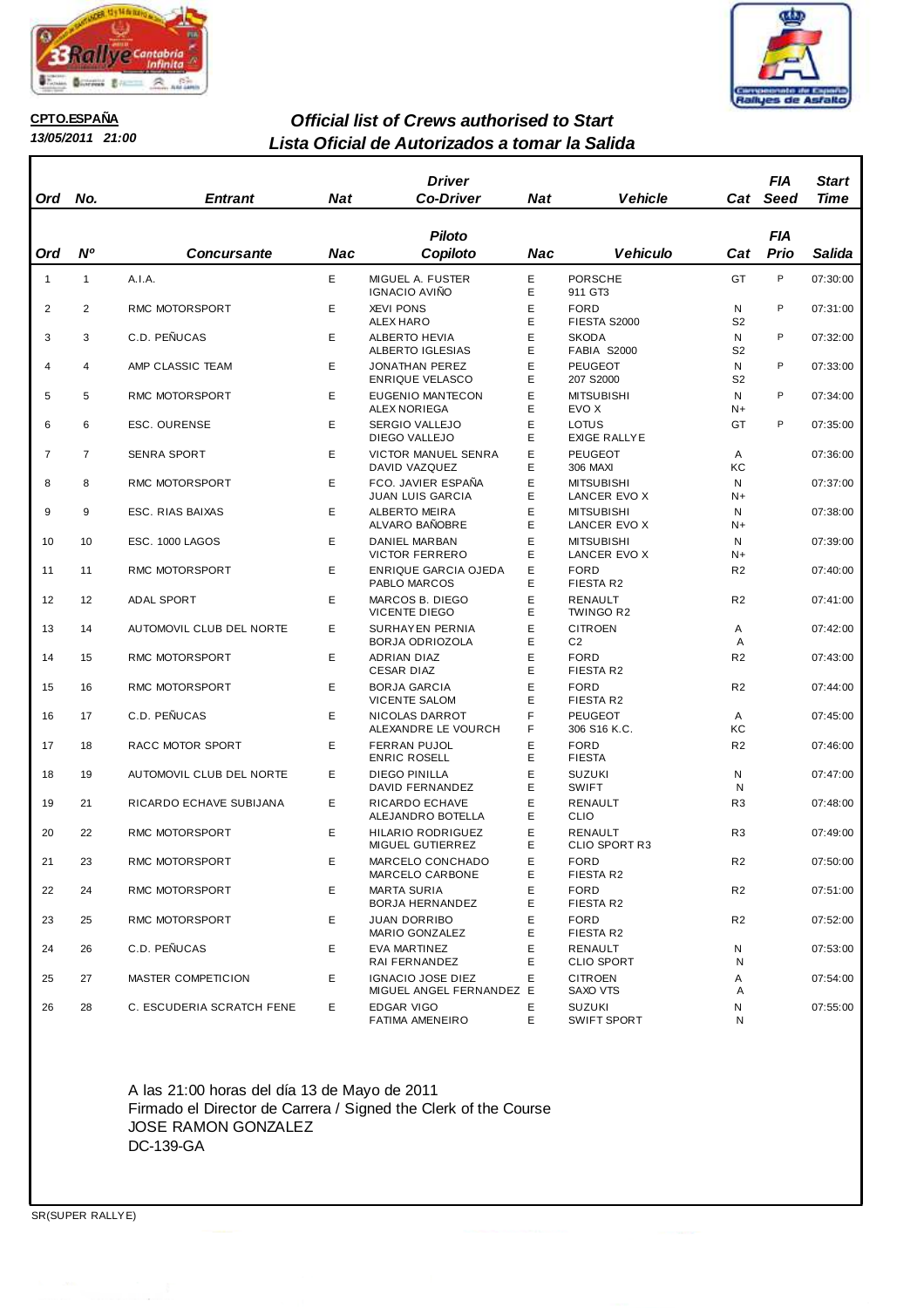**CPTO.ESPAÑA**

*13/05/2011 21:00*

## *Official list of Crews authorised to Start*
## *Lista Oficial de Autorizados a tomar la Salida*

| Ord | No. | Entrant | Nat | Driver / Co-Driver | Nat | Vehicle | Cat | FIA Seed | Start Time |
|---|---|---|---|---|---|---|---|---|---|
| Ord | Nº | Concursante | Nac | Piloto / Copiloto | Nac | Vehiculo | Cat | FIA Prio | Salida |
| 1 | 1 | A.I.A. | E | MIGUEL A. FUSTER / IGNACIO AVIÑO | E / E | PORSCHE 911 GT3 | GT | P | 07:30:00 |
| 2 | 2 | RMC MOTORSPORT | E | XEVI PONS / ALEX HARO | E / E | FORD FIESTA S2000 | N / S2 | P | 07:31:00 |
| 3 | 3 | C.D. PEÑUCAS | E | ALBERTO HEVIA / ALBERTO IGLESIAS | E / E | SKODA FABIA S2000 | N / S2 | P | 07:32:00 |
| 4 | 4 | AMP CLASSIC TEAM | E | JONATHAN PEREZ / ENRIQUE VELASCO | E / E | PEUGEOT 207 S2000 | N / S2 | P | 07:33:00 |
| 5 | 5 | RMC MOTORSPORT | E | EUGENIO MANTECON / ALEX NORIEGA | E / E | MITSUBISHI EVO X | N / N+ | P | 07:34:00 |
| 6 | 6 | ESC. OURENSE | E | SERGIO VALLEJO / DIEGO VALLEJO | E / E | LOTUS EXIGE RALLYE | GT | P | 07:35:00 |
| 7 | 7 | SENRA SPORT | E | VICTOR MANUEL SENRA / DAVID VAZQUEZ | E / E | PEUGEOT 306 MAXI | A / KC | | 07:36:00 |
| 8 | 8 | RMC MOTORSPORT | E | FCO. JAVIER ESPAÑA / JUAN LUIS GARCIA | E / E | MITSUBISHI LANCER EVO X | N / N+ | | 07:37:00 |
| 9 | 9 | ESC. RIAS BAIXAS | E | ALBERTO MEIRA / ALVARO BAÑOBRE | E / E | MITSUBISHI LANCER EVO X | N / N+ | | 07:38:00 |
| 10 | 10 | ESC. 1000 LAGOS | E | DANIEL MARBAN / VICTOR FERRERO | E / E | MITSUBISHI LANCER EVO X | N / N+ | | 07:39:00 |
| 11 | 11 | RMC MOTORSPORT | E | ENRIQUE GARCIA OJEDA / PABLO MARCOS | E / E | FORD FIESTA R2 | R2 | | 07:40:00 |
| 12 | 12 | ADAL SPORT | E | MARCOS B. DIEGO / VICENTE DIEGO | E / E | RENAULT TWINGO R2 | R2 | | 07:41:00 |
| 13 | 14 | AUTOMOVIL CLUB DEL NORTE | E | SURHAYEN PERNIA / BORJA ODRIOZOLA | E / E | CITROEN C2 | A / A | | 07:42:00 |
| 14 | 15 | RMC MOTORSPORT | E | ADRIAN DIAZ / CESAR DIAZ | E / E | FORD FIESTA R2 | R2 | | 07:43:00 |
| 15 | 16 | RMC MOTORSPORT | E | BORJA GARCIA / VICENTE SALOM | E / E | FORD FIESTA R2 | R2 | | 07:44:00 |
| 16 | 17 | C.D. PEÑUCAS | E | NICOLAS DARROT / ALEXANDRE LE VOURCH | F / F | PEUGEOT 306 S16 K.C. | A / KC | | 07:45:00 |
| 17 | 18 | RACC MOTOR SPORT | E | FERRAN PUJOL / ENRIC ROSELL | E / E | FORD FIESTA | R2 | | 07:46:00 |
| 18 | 19 | AUTOMOVIL CLUB DEL NORTE | E | DIEGO PINILLA / DAVID FERNANDEZ | E / E | SUZUKI SWIFT | N / N | | 07:47:00 |
| 19 | 21 | RICARDO ECHAVE SUBIJANA | E | RICARDO ECHAVE / ALEJANDRO BOTELLA | E / E | RENAULT CLIO | R3 | | 07:48:00 |
| 20 | 22 | RMC MOTORSPORT | E | HILARIO RODRIGUEZ / MIGUEL GUTIERREZ | E / E | RENAULT CLIO SPORT R3 | R3 | | 07:49:00 |
| 21 | 23 | RMC MOTORSPORT | E | MARCELO CONCHADO / MARCELO CARBONE | E / E | FORD FIESTA R2 | R2 | | 07:50:00 |
| 22 | 24 | RMC MOTORSPORT | E | MARTA SURIA / BORJA HERNANDEZ | E / E | FORD FIESTA R2 | R2 | | 07:51:00 |
| 23 | 25 | RMC MOTORSPORT | E | JUAN DORRIBO / MARIO GONZALEZ | E / E | FORD FIESTA R2 | R2 | | 07:52:00 |
| 24 | 26 | C.D. PEÑUCAS | E | EVA MARTINEZ / RAI FERNANDEZ | E / E | RENAULT CLIO SPORT | N / N | | 07:53:00 |
| 25 | 27 | MASTER COMPETICION | E | IGNACIO JOSE DIEZ / MIGUEL ANGEL FERNANDEZ | E / E | CITROEN SAXO VTS | A / A | | 07:54:00 |
| 26 | 28 | C. ESCUDERIA SCRATCH FENE | E | EDGAR VIGO / FATIMA AMENEIRO | E / E | SUZUKI SWIFT SPORT | N / N | | 07:55:00 |

A las 21:00 horas del día 13 de Mayo de 2011
Firmado el Director de Carrera / Signed the Clerk of the Course
JOSE RAMON GONZALEZ
DC-139-GA

SR(SUPER RALLYE)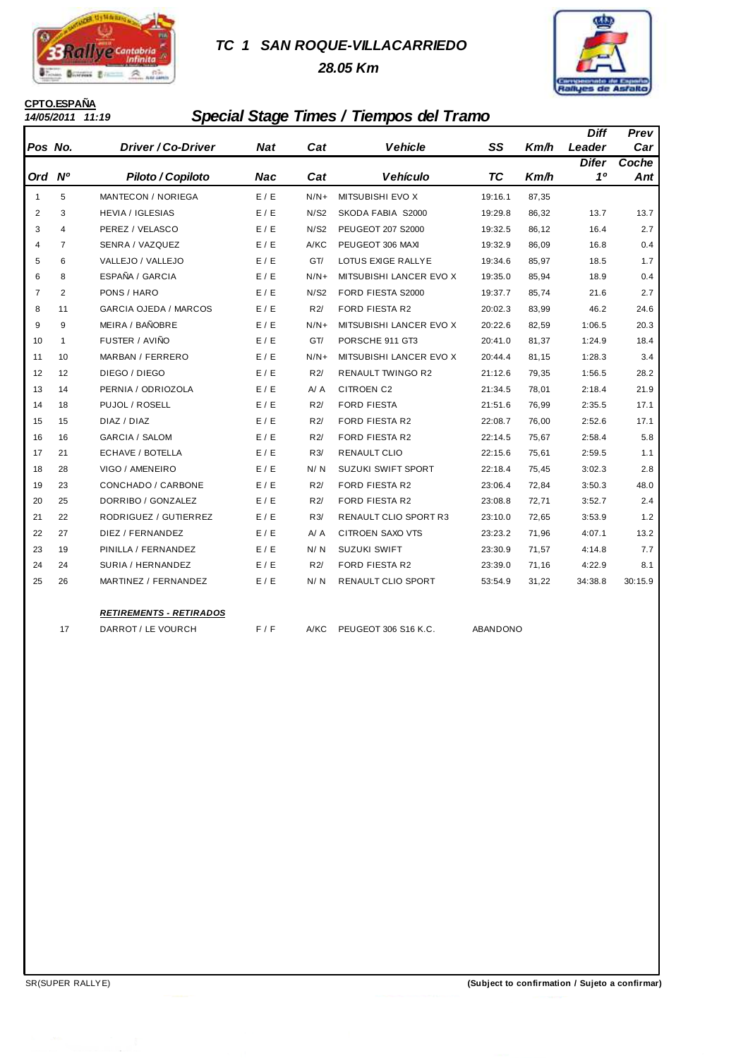# TC 1 SAN ROQUE-VILLACARRIEDO

**28.05 Km**

**CPTO.ESPAÑA**

*14/05/2011 11:19*

## Special Stage Times / Tiempos del Tramo

| Pos | No. | Driver / Co-Driver | Nat | Cat | Vehicle | SS | Km/h | Diff Leader | Prev Car |
|---|---|---|---|---|---|---|---|---|---|
| Ord | Nº | Piloto / Copiloto | Nac | Cat | Vehículo | TC | Km/h | Difer 1º | Coche Ant |
| 1 | 5 | MANTECON / NORIEGA | E / E | N/N+ | MITSUBISHI EVO X | 19:16.1 | 87,35 | | |
| 2 | 3 | HEVIA / IGLESIAS | E / E | N/S2 | SKODA FABIA S2000 | 19:29.8 | 86,32 | 13.7 | 13.7 |
| 3 | 4 | PEREZ / VELASCO | E / E | N/S2 | PEUGEOT 207 S2000 | 19:32.5 | 86,12 | 16.4 | 2.7 |
| 4 | 7 | SENRA / VAZQUEZ | E / E | A/KC | PEUGEOT 306 MAXI | 19:32.9 | 86,09 | 16.8 | 0.4 |
| 5 | 6 | VALLEJO / VALLEJO | E / E | GT/ | LOTUS EXIGE RALLYE | 19:34.6 | 85,97 | 18.5 | 1.7 |
| 6 | 8 | ESPAÑA / GARCIA | E / E | N/N+ | MITSUBISHI LANCER EVO X | 19:35.0 | 85,94 | 18.9 | 0.4 |
| 7 | 2 | PONS / HARO | E / E | N/S2 | FORD FIESTA S2000 | 19:37.7 | 85,74 | 21.6 | 2.7 |
| 8 | 11 | GARCIA OJEDA / MARCOS | E / E | R2/ | FORD FIESTA R2 | 20:02.3 | 83,99 | 46.2 | 24.6 |
| 9 | 9 | MEIRA / BAÑOBRE | E / E | N/N+ | MITSUBISHI LANCER EVO X | 20:22.6 | 82,59 | 1:06.5 | 20.3 |
| 10 | 1 | FUSTER / AVIÑO | E / E | GT/ | PORSCHE 911 GT3 | 20:41.0 | 81,37 | 1:24.9 | 18.4 |
| 11 | 10 | MARBAN / FERRERO | E / E | N/N+ | MITSUBISHI LANCER EVO X | 20:44.4 | 81,15 | 1:28.3 | 3.4 |
| 12 | 12 | DIEGO / DIEGO | E / E | R2/ | RENAULT TWINGO R2 | 21:12.6 | 79,35 | 1:56.5 | 28.2 |
| 13 | 14 | PERNIA / ODRIOZOLA | E / E | A/ A | CITROEN C2 | 21:34.5 | 78,01 | 2:18.4 | 21.9 |
| 14 | 18 | PUJOL / ROSELL | E / E | R2/ | FORD FIESTA | 21:51.6 | 76,99 | 2:35.5 | 17.1 |
| 15 | 15 | DIAZ / DIAZ | E / E | R2/ | FORD FIESTA R2 | 22:08.7 | 76,00 | 2:52.6 | 17.1 |
| 16 | 16 | GARCIA / SALOM | E / E | R2/ | FORD FIESTA R2 | 22:14.5 | 75,67 | 2:58.4 | 5.8 |
| 17 | 21 | ECHAVE / BOTELLA | E / E | R3/ | RENAULT CLIO | 22:15.6 | 75,61 | 2:59.5 | 1.1 |
| 18 | 28 | VIGO / AMENEIRO | E / E | N/ N | SUZUKI SWIFT SPORT | 22:18.4 | 75,45 | 3:02.3 | 2.8 |
| 19 | 23 | CONCHADO / CARBONE | E / E | R2/ | FORD FIESTA R2 | 23:06.4 | 72,84 | 3:50.3 | 48.0 |
| 20 | 25 | DORRIBO / GONZALEZ | E / E | R2/ | FORD FIESTA R2 | 23:08.8 | 72,71 | 3:52.7 | 2.4 |
| 21 | 22 | RODRIGUEZ / GUTIERREZ | E / E | R3/ | RENAULT CLIO SPORT R3 | 23:10.0 | 72,65 | 3:53.9 | 1.2 |
| 22 | 27 | DIEZ / FERNANDEZ | E / E | A/ A | CITROEN SAXO VTS | 23:23.2 | 71,96 | 4:07.1 | 13.2 |
| 23 | 19 | PINILLA / FERNANDEZ | E / E | N/ N | SUZUKI SWIFT | 23:30.9 | 71,57 | 4:14.8 | 7.7 |
| 24 | 24 | SURIA / HERNANDEZ | E / E | R2/ | FORD FIESTA R2 | 23:39.0 | 71,16 | 4:22.9 | 8.1 |
| 25 | 26 | MARTINEZ / FERNANDEZ | E / E | N/ N | RENAULT CLIO SPORT | 53:54.9 | 31,22 | 34:38.8 | 30:15.9 |

**RETIREMENTS - RETIRADOS**

| No. | Driver / Co-Driver | Nat | Cat | Vehicle | |
|---|---|---|---|---|---|
| 17 | DARROT / LE VOURCH | F / F | A/KC | PEUGEOT 306 S16 K.C. | ABANDONO |

SR(SUPER RALLYE)

**(Subject to confirmation / Sujeto a confirmar)**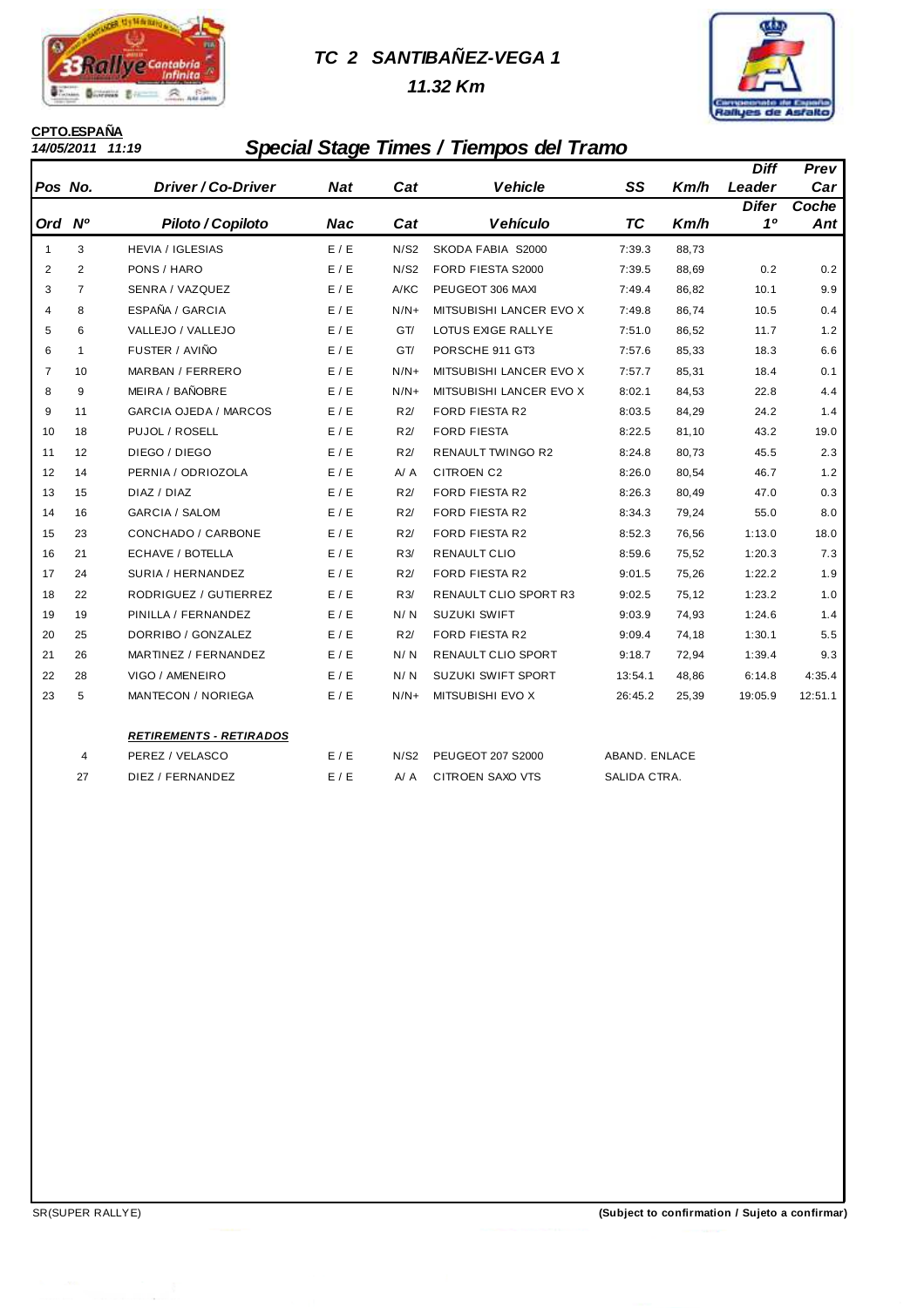# TC 2 SANTIBAÑEZ-VEGA 1

## 11.32 Km

**CPTO.ESPAÑA**
*14/05/2011 11:19*

## Special Stage Times / Tiempos del Tramo

| Pos Ord | No. Nº | Driver / Co-Driver Piloto / Copiloto | Nat Nac | Cat Cat | Vehicle Vehículo | SS TC | Km/h Km/h | Diff Leader Difer 1º | Prev Car Coche Ant |
|---|---|---|---|---|---|---|---|---|---|
| 1 | 3 | HEVIA / IGLESIAS | E / E | N/S2 | SKODA FABIA S2000 | 7:39.3 | 88,73 | | |
| 2 | 2 | PONS / HARO | E / E | N/S2 | FORD FIESTA S2000 | 7:39.5 | 88,69 | 0.2 | 0.2 |
| 3 | 7 | SENRA / VAZQUEZ | E / E | A/KC | PEUGEOT 306 MAXI | 7:49.4 | 86,82 | 10.1 | 9.9 |
| 4 | 8 | ESPAÑA / GARCIA | E / E | N/N+ | MITSUBISHI LANCER EVO X | 7:49.8 | 86,74 | 10.5 | 0.4 |
| 5 | 6 | VALLEJO / VALLEJO | E / E | GT/ | LOTUS EXIGE RALLYE | 7:51.0 | 86,52 | 11.7 | 1.2 |
| 6 | 1 | FUSTER / AVIÑO | E / E | GT/ | PORSCHE 911 GT3 | 7:57.6 | 85,33 | 18.3 | 6.6 |
| 7 | 10 | MARBAN / FERRERO | E / E | N/N+ | MITSUBISHI LANCER EVO X | 7:57.7 | 85,31 | 18.4 | 0.1 |
| 8 | 9 | MEIRA / BAÑOBRE | E / E | N/N+ | MITSUBISHI LANCER EVO X | 8:02.1 | 84,53 | 22.8 | 4.4 |
| 9 | 11 | GARCIA OJEDA / MARCOS | E / E | R2/ | FORD FIESTA R2 | 8:03.5 | 84,29 | 24.2 | 1.4 |
| 10 | 18 | PUJOL / ROSELL | E / E | R2/ | FORD FIESTA | 8:22.5 | 81,10 | 43.2 | 19.0 |
| 11 | 12 | DIEGO / DIEGO | E / E | R2/ | RENAULT TWINGO R2 | 8:24.8 | 80,73 | 45.5 | 2.3 |
| 12 | 14 | PERNIA / ODRIOZOLA | E / E | A/ A | CITROEN C2 | 8:26.0 | 80,54 | 46.7 | 1.2 |
| 13 | 15 | DIAZ / DIAZ | E / E | R2/ | FORD FIESTA R2 | 8:26.3 | 80,49 | 47.0 | 0.3 |
| 14 | 16 | GARCIA / SALOM | E / E | R2/ | FORD FIESTA R2 | 8:34.3 | 79,24 | 55.0 | 8.0 |
| 15 | 23 | CONCHADO / CARBONE | E / E | R2/ | FORD FIESTA R2 | 8:52.3 | 76,56 | 1:13.0 | 18.0 |
| 16 | 21 | ECHAVE / BOTELLA | E / E | R3/ | RENAULT CLIO | 8:59.6 | 75,52 | 1:20.3 | 7.3 |
| 17 | 24 | SURIA / HERNANDEZ | E / E | R2/ | FORD FIESTA R2 | 9:01.5 | 75,26 | 1:22.2 | 1.9 |
| 18 | 22 | RODRIGUEZ / GUTIERREZ | E / E | R3/ | RENAULT CLIO SPORT R3 | 9:02.5 | 75,12 | 1:23.2 | 1.0 |
| 19 | 19 | PINILLA / FERNANDEZ | E / E | N/ N | SUZUKI SWIFT | 9:03.9 | 74,93 | 1:24.6 | 1.4 |
| 20 | 25 | DORRIBO / GONZALEZ | E / E | R2/ | FORD FIESTA R2 | 9:09.4 | 74,18 | 1:30.1 | 5.5 |
| 21 | 26 | MARTINEZ / FERNANDEZ | E / E | N/ N | RENAULT CLIO SPORT | 9:18.7 | 72,94 | 1:39.4 | 9.3 |
| 22 | 28 | VIGO / AMENEIRO | E / E | N/ N | SUZUKI SWIFT SPORT | 13:54.1 | 48,86 | 6:14.8 | 4:35.4 |
| 23 | 5 | MANTECON / NORIEGA | E / E | N/N+ | MITSUBISHI EVO X | 26:45.2 | 25,39 | 19:05.9 | 12:51.1 |

**RETIREMENTS - RETIRADOS**

| No. | Driver / Co-Driver | Nat | Cat | Vehicle | Reason |
|---|---|---|---|---|---|
| 4 | PEREZ / VELASCO | E / E | N/S2 | PEUGEOT 207 S2000 | ABAND. ENLACE |
| 27 | DIEZ / FERNANDEZ | E / E | A/ A | CITROEN SAXO VTS | SALIDA CTRA. |

SR(SUPER RALLYE) **(Subject to confirmation / Sujeto a confirmar)**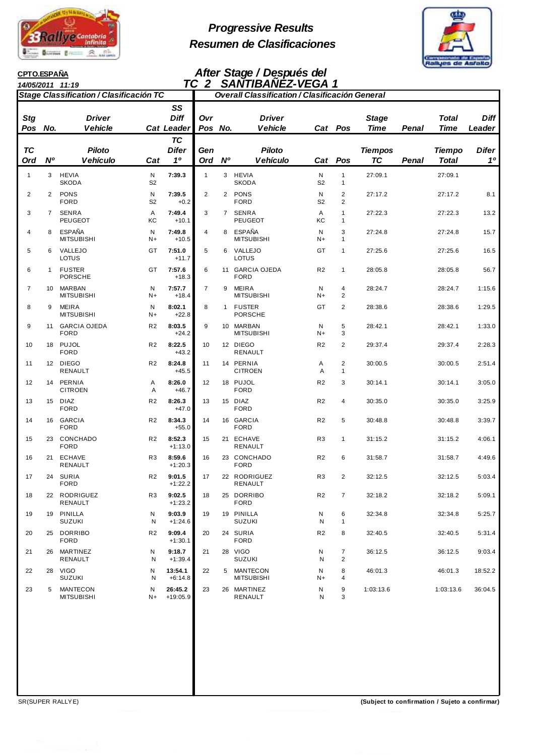# Progressive Results
# Resumen de Clasificaciones

**CPTO.ESPAÑA**

*14/05/2011 11:19*

## After Stage / Después del
## TC 2 SANTIBAÑEZ-VEGA 1

### Stage Classification / Clasificación TC

| Stg Pos / TC Ord | No. / Nº | Driver Vehicle / Piloto Vehículo | Cat | SS Diff Leader / TC Difer 1º |
|---|---|---|---|---|
| 1 | 3 | HEVIA SKODA | N S2 | 7:39.3 |
| 2 | 2 | PONS FORD | N S2 | 7:39.5 +0.2 |
| 3 | 7 | SENRA PEUGEOT | A KC | 7:49.4 +10.1 |
| 4 | 8 | ESPAÑA MITSUBISHI | N N+ | 7:49.8 +10.5 |
| 5 | 6 | VALLEJO LOTUS | GT | 7:51.0 +11.7 |
| 6 | 1 | FUSTER PORSCHE | GT | 7:57.6 +18.3 |
| 7 | 10 | MARBAN MITSUBISHI | N N+ | 7:57.7 +18.4 |
| 8 | 9 | MEIRA MITSUBISHI | N N+ | 8:02.1 +22.8 |
| 9 | 11 | GARCIA OJEDA FORD | R2 | 8:03.5 +24.2 |
| 10 | 18 | PUJOL FORD | R2 | 8:22.5 +43.2 |
| 11 | 12 | DIEGO RENAULT | R2 | 8:24.8 +45.5 |
| 12 | 14 | PERNIA CITROEN | A A | 8:26.0 +46.7 |
| 13 | 15 | DIAZ FORD | R2 | 8:26.3 +47.0 |
| 14 | 16 | GARCIA FORD | R2 | 8:34.3 +55.0 |
| 15 | 23 | CONCHADO FORD | R2 | 8:52.3 +1:13.0 |
| 16 | 21 | ECHAVE RENAULT | R3 | 8:59.6 +1:20.3 |
| 17 | 24 | SURIA FORD | R2 | 9:01.5 +1:22.2 |
| 18 | 22 | RODRIGUEZ RENAULT | R3 | 9:02.5 +1:23.2 |
| 19 | 19 | PINILLA SUZUKI | N N | 9:03.9 +1:24.6 |
| 20 | 25 | DORRIBO FORD | R2 | 9:09.4 +1:30.1 |
| 21 | 26 | MARTINEZ RENAULT | N N | 9:18.7 +1:39.4 |
| 22 | 28 | VIGO SUZUKI | N N | 13:54.1 +6:14.8 |
| 23 | 5 | MANTECON MITSUBISHI | N N+ | 26:45.2 +19:05.9 |

### Overall Classification / Clasificación General

| Ovr Pos / Gen Ord | No. / Nº | Driver Vehicle / Piloto Vehículo | Cat | Pos | Stage Time / Tiempos TC | Penal | Total Time / Tiempo Total | Diff Leader / Difer 1º |
|---|---|---|---|---|---|---|---|---|
| 1 | 3 | HEVIA SKODA | N S2 | 1 1 | 27:09.1 | | 27:09.1 | |
| 2 | 2 | PONS FORD | N S2 | 2 2 | 27:17.2 | | 27:17.2 | 8.1 |
| 3 | 7 | SENRA PEUGEOT | A KC | 1 1 | 27:22.3 | | 27:22.3 | 13.2 |
| 4 | 8 | ESPAÑA MITSUBISHI | N N+ | 3 1 | 27:24.8 | | 27:24.8 | 15.7 |
| 5 | 6 | VALLEJO LOTUS | GT | 1 | 27:25.6 | | 27:25.6 | 16.5 |
| 6 | 11 | GARCIA OJEDA FORD | R2 | 1 | 28:05.8 | | 28:05.8 | 56.7 |
| 7 | 9 | MEIRA MITSUBISHI | N N+ | 4 2 | 28:24.7 | | 28:24.7 | 1:15.6 |
| 8 | 1 | FUSTER PORSCHE | GT | 2 | 28:38.6 | | 28:38.6 | 1:29.5 |
| 9 | 10 | MARBAN MITSUBISHI | N N+ | 5 3 | 28:42.1 | | 28:42.1 | 1:33.0 |
| 10 | 12 | DIEGO RENAULT | R2 | 2 | 29:37.4 | | 29:37.4 | 2:28.3 |
| 11 | 14 | PERNIA CITROEN | A A | 2 1 | 30:00.5 | | 30:00.5 | 2:51.4 |
| 12 | 18 | PUJOL FORD | R2 | 3 | 30:14.1 | | 30:14.1 | 3:05.0 |
| 13 | 15 | DIAZ FORD | R2 | 4 | 30:35.0 | | 30:35.0 | 3:25.9 |
| 14 | 16 | GARCIA FORD | R2 | 5 | 30:48.8 | | 30:48.8 | 3:39.7 |
| 15 | 21 | ECHAVE RENAULT | R3 | 1 | 31:15.2 | | 31:15.2 | 4:06.1 |
| 16 | 23 | CONCHADO FORD | R2 | 6 | 31:58.7 | | 31:58.7 | 4:49.6 |
| 17 | 22 | RODRIGUEZ RENAULT | R3 | 2 | 32:12.5 | | 32:12.5 | 5:03.4 |
| 18 | 25 | DORRIBO FORD | R2 | 7 | 32:18.2 | | 32:18.2 | 5:09.1 |
| 19 | 19 | PINILLA SUZUKI | N N | 6 1 | 32:34.8 | | 32:34.8 | 5:25.7 |
| 20 | 24 | SURIA FORD | R2 | 8 | 32:40.5 | | 32:40.5 | 5:31.4 |
| 21 | 28 | VIGO SUZUKI | N N | 7 2 | 36:12.5 | | 36:12.5 | 9:03.4 |
| 22 | 5 | MANTECON MITSUBISHI | N N+ | 8 4 | 46:01.3 | | 46:01.3 | 18:52.2 |
| 23 | 26 | MARTINEZ RENAULT | N N | 9 3 | 1:03:13.6 | | 1:03:13.6 | 36:04.5 |

SR(SUPER RALLYE)

**(Subject to confirmation / Sujeto a confirmar)**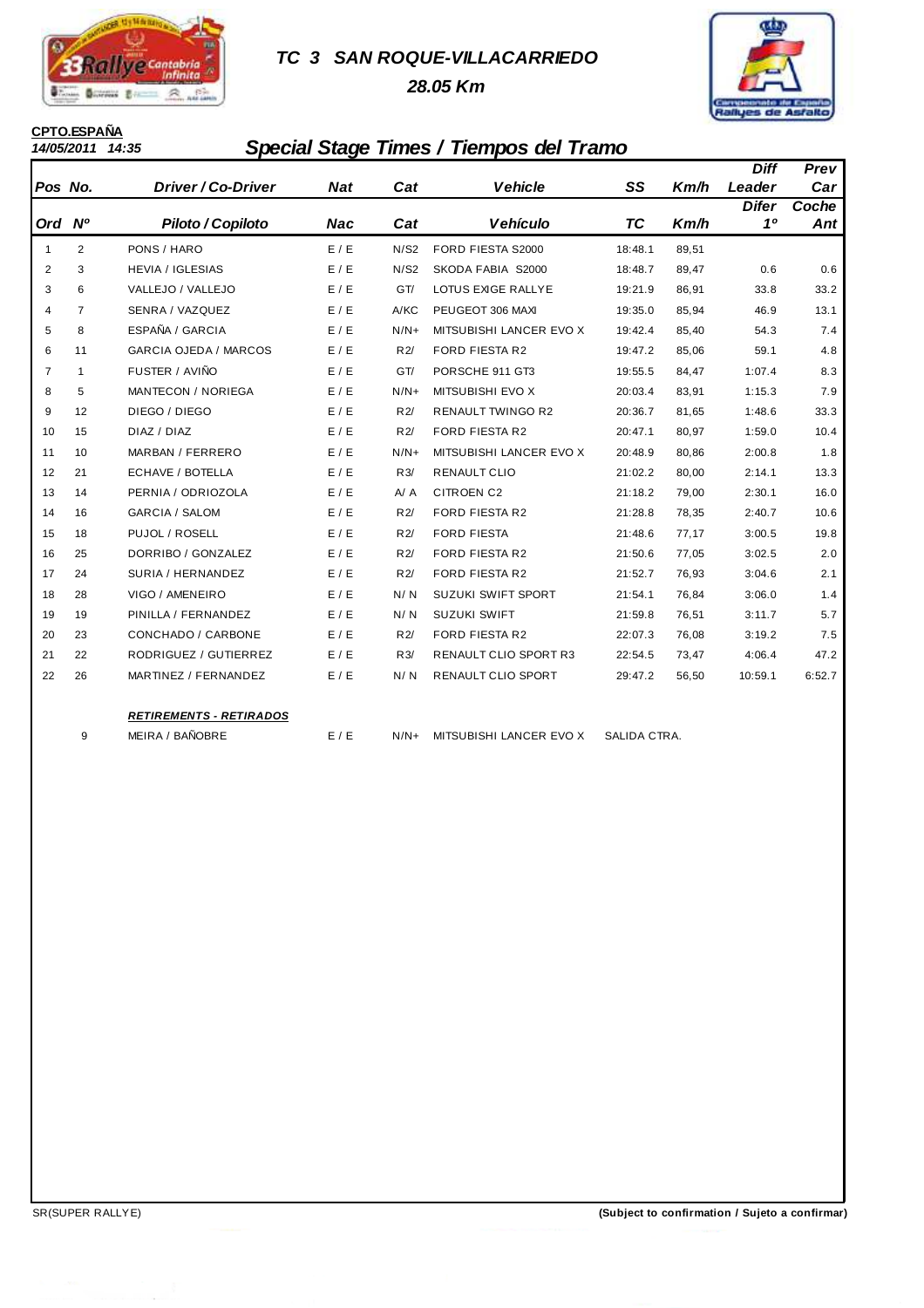## TC 3 SAN ROQUE-VILLACARRIEDO

**28.05 Km**

**CPTO.ESPAÑA**

**14/05/2011 14:35**

## Special Stage Times / Tiempos del Tramo

| Pos<br>Ord | No.<br>Nº | Driver / Co-Driver<br>Piloto / Copiloto | Nat<br>Nac | Cat<br>Cat | Vehicle<br>Vehículo | SS<br>TC | Km/h<br>Km/h | Diff Leader<br>Difer 1º | Prev Car<br>Coche Ant |
|---|---|---|---|---|---|---|---|---|---|
| 1 | 2 | PONS / HARO | E / E | N/S2 | FORD FIESTA S2000 | 18:48.1 | 89,51 | | |
| 2 | 3 | HEVIA / IGLESIAS | E / E | N/S2 | SKODA FABIA S2000 | 18:48.7 | 89,47 | 0.6 | 0.6 |
| 3 | 6 | VALLEJO / VALLEJO | E / E | GT/ | LOTUS EXIGE RALLYE | 19:21.9 | 86,91 | 33.8 | 33.2 |
| 4 | 7 | SENRA / VAZQUEZ | E / E | A/KC | PEUGEOT 306 MAXI | 19:35.0 | 85,94 | 46.9 | 13.1 |
| 5 | 8 | ESPAÑA / GARCIA | E / E | N/N+ | MITSUBISHI LANCER EVO X | 19:42.4 | 85,40 | 54.3 | 7.4 |
| 6 | 11 | GARCIA OJEDA / MARCOS | E / E | R2/ | FORD FIESTA R2 | 19:47.2 | 85,06 | 59.1 | 4.8 |
| 7 | 1 | FUSTER / AVIÑO | E / E | GT/ | PORSCHE 911 GT3 | 19:55.5 | 84,47 | 1:07.4 | 8.3 |
| 8 | 5 | MANTECON / NORIEGA | E / E | N/N+ | MITSUBISHI EVO X | 20:03.4 | 83,91 | 1:15.3 | 7.9 |
| 9 | 12 | DIEGO / DIEGO | E / E | R2/ | RENAULT TWINGO R2 | 20:36.7 | 81,65 | 1:48.6 | 33.3 |
| 10 | 15 | DIAZ / DIAZ | E / E | R2/ | FORD FIESTA R2 | 20:47.1 | 80,97 | 1:59.0 | 10.4 |
| 11 | 10 | MARBAN / FERRERO | E / E | N/N+ | MITSUBISHI LANCER EVO X | 20:48.9 | 80,86 | 2:00.8 | 1.8 |
| 12 | 21 | ECHAVE / BOTELLA | E / E | R3/ | RENAULT CLIO | 21:02.2 | 80,00 | 2:14.1 | 13.3 |
| 13 | 14 | PERNIA / ODRIOZOLA | E / E | A/ A | CITROEN C2 | 21:18.2 | 79,00 | 2:30.1 | 16.0 |
| 14 | 16 | GARCIA / SALOM | E / E | R2/ | FORD FIESTA R2 | 21:28.8 | 78,35 | 2:40.7 | 10.6 |
| 15 | 18 | PUJOL / ROSELL | E / E | R2/ | FORD FIESTA | 21:48.6 | 77,17 | 3:00.5 | 19.8 |
| 16 | 25 | DORRIBO / GONZALEZ | E / E | R2/ | FORD FIESTA R2 | 21:50.6 | 77,05 | 3:02.5 | 2.0 |
| 17 | 24 | SURIA / HERNANDEZ | E / E | R2/ | FORD FIESTA R2 | 21:52.7 | 76,93 | 3:04.6 | 2.1 |
| 18 | 28 | VIGO / AMENEIRO | E / E | N/ N | SUZUKI SWIFT SPORT | 21:54.1 | 76,84 | 3:06.0 | 1.4 |
| 19 | 19 | PINILLA / FERNANDEZ | E / E | N/ N | SUZUKI SWIFT | 21:59.8 | 76,51 | 3:11.7 | 5.7 |
| 20 | 23 | CONCHADO / CARBONE | E / E | R2/ | FORD FIESTA R2 | 22:07.3 | 76,08 | 3:19.2 | 7.5 |
| 21 | 22 | RODRIGUEZ / GUTIERREZ | E / E | R3/ | RENAULT CLIO SPORT R3 | 22:54.5 | 73,47 | 4:06.4 | 47.2 |
| 22 | 26 | MARTINEZ / FERNANDEZ | E / E | N/ N | RENAULT CLIO SPORT | 29:47.2 | 56,50 | 10:59.1 | 6:52.7 |

***RETIREMENTS - RETIRADOS***

| No. | Driver / Co-Driver | Nat | Cat | Vehicle | |
|---|---|---|---|---|---|
| 9 | MEIRA / BAÑOBRE | E / E | N/N+ | MITSUBISHI LANCER EVO X | SALIDA CTRA. |

SR(SUPER RALLYE)

**(Subject to confirmation / Sujeto a confirmar)**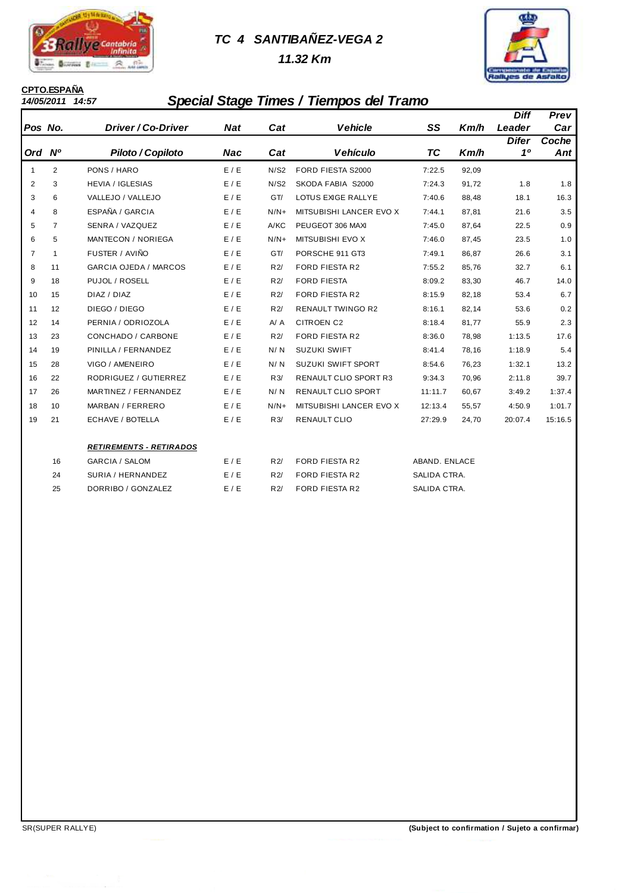# TC 4 SANTIBAÑEZ-VEGA 2

## 11.32 Km

**CPTO.ESPAÑA**

*14/05/2011 14:57*

## *Special Stage Times / Tiempos del Tramo*

| Pos Ord | No. Nº | Driver / Co-Driver Piloto / Copiloto | Nat Nac | Cat | Vehicle Vehículo | SS TC | Km/h | Diff Leader Difer 1º | Prev Car Coche Ant |
|---|---|---|---|---|---|---|---|---|---|
| 1 | 2 | PONS / HARO | E / E | N/S2 | FORD FIESTA S2000 | 7:22.5 | 92,09 | | |
| 2 | 3 | HEVIA / IGLESIAS | E / E | N/S2 | SKODA FABIA S2000 | 7:24.3 | 91,72 | 1.8 | 1.8 |
| 3 | 6 | VALLEJO / VALLEJO | E / E | GT/ | LOTUS EXIGE RALLYE | 7:40.6 | 88,48 | 18.1 | 16.3 |
| 4 | 8 | ESPAÑA / GARCIA | E / E | N/N+ | MITSUBISHI LANCER EVO X | 7:44.1 | 87,81 | 21.6 | 3.5 |
| 5 | 7 | SENRA / VAZQUEZ | E / E | A/KC | PEUGEOT 306 MAXI | 7:45.0 | 87,64 | 22.5 | 0.9 |
| 6 | 5 | MANTECON / NORIEGA | E / E | N/N+ | MITSUBISHI EVO X | 7:46.0 | 87,45 | 23.5 | 1.0 |
| 7 | 1 | FUSTER / AVIÑO | E / E | GT/ | PORSCHE 911 GT3 | 7:49.1 | 86,87 | 26.6 | 3.1 |
| 8 | 11 | GARCIA OJEDA / MARCOS | E / E | R2/ | FORD FIESTA R2 | 7:55.2 | 85,76 | 32.7 | 6.1 |
| 9 | 18 | PUJOL / ROSELL | E / E | R2/ | FORD FIESTA | 8:09.2 | 83,30 | 46.7 | 14.0 |
| 10 | 15 | DIAZ / DIAZ | E / E | R2/ | FORD FIESTA R2 | 8:15.9 | 82,18 | 53.4 | 6.7 |
| 11 | 12 | DIEGO / DIEGO | E / E | R2/ | RENAULT TWINGO R2 | 8:16.1 | 82,14 | 53.6 | 0.2 |
| 12 | 14 | PERNIA / ODRIOZOLA | E / E | A/ A | CITROEN C2 | 8:18.4 | 81,77 | 55.9 | 2.3 |
| 13 | 23 | CONCHADO / CARBONE | E / E | R2/ | FORD FIESTA R2 | 8:36.0 | 78,98 | 1:13.5 | 17.6 |
| 14 | 19 | PINILLA / FERNANDEZ | E / E | N/ N | SUZUKI SWIFT | 8:41.4 | 78,16 | 1:18.9 | 5.4 |
| 15 | 28 | VIGO / AMENEIRO | E / E | N/ N | SUZUKI SWIFT SPORT | 8:54.6 | 76,23 | 1:32.1 | 13.2 |
| 16 | 22 | RODRIGUEZ / GUTIERREZ | E / E | R3/ | RENAULT CLIO SPORT R3 | 9:34.3 | 70,96 | 2:11.8 | 39.7 |
| 17 | 26 | MARTINEZ / FERNANDEZ | E / E | N/ N | RENAULT CLIO SPORT | 11:11.7 | 60,67 | 3:49.2 | 1:37.4 |
| 18 | 10 | MARBAN / FERRERO | E / E | N/N+ | MITSUBISHI LANCER EVO X | 12:13.4 | 55,57 | 4:50.9 | 1:01.7 |
| 19 | 21 | ECHAVE / BOTELLA | E / E | R3/ | RENAULT CLIO | 27:29.9 | 24,70 | 20:07.4 | 15:16.5 |

***RETIREMENTS - RETIRADOS***

| No. | Driver / Co-Driver | Nat | Cat | Vehicle | |
|---|---|---|---|---|---|
| 16 | GARCIA / SALOM | E / E | R2/ | FORD FIESTA R2 | ABAND. ENLACE |
| 24 | SURIA / HERNANDEZ | E / E | R2/ | FORD FIESTA R2 | SALIDA CTRA. |
| 25 | DORRIBO / GONZALEZ | E / E | R2/ | FORD FIESTA R2 | SALIDA CTRA. |

SR(SUPER RALLYE)

**(Subject to confirmation / Sujeto a confirmar)**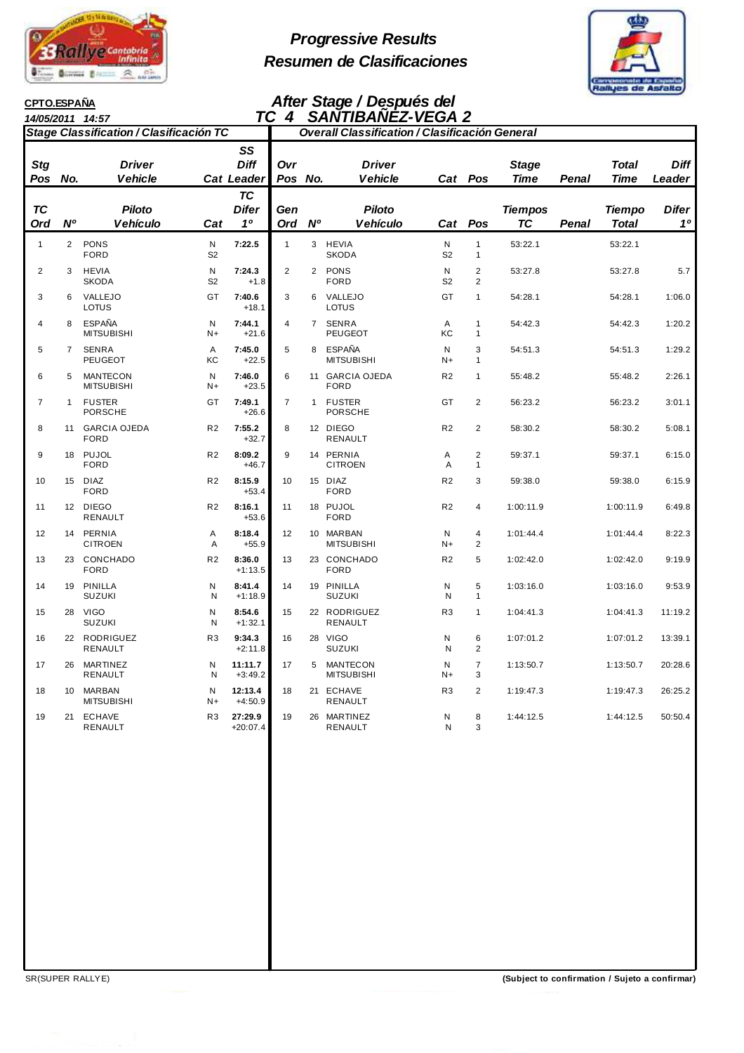# Progressive Results
# Resumen de Clasificaciones

**CPTO.ESPAÑA**

**14/05/2011 14:57**

## After Stage / Después del
## TC 4 SANTIBAÑEZ-VEGA 2

### Stage Classification / Clasificación TC

| Stg Pos / TC Ord | No. / Nº | Driver Vehicle / Piloto Vehículo | Cat | SS Diff Leader / TC Difer 1º |
|---|---|---|---|---|
| 1 | 2 | PONS FORD | N S2 | **7:22.5** |
| 2 | 3 | HEVIA SKODA | N S2 | **7:24.3** +1.8 |
| 3 | 6 | VALLEJO LOTUS | GT | **7:40.6** +18.1 |
| 4 | 8 | ESPAÑA MITSUBISHI | N N+ | **7:44.1** +21.6 |
| 5 | 7 | SENRA PEUGEOT | A KC | **7:45.0** +22.5 |
| 6 | 5 | MANTECON MITSUBISHI | N N+ | **7:46.0** +23.5 |
| 7 | 1 | FUSTER PORSCHE | GT | **7:49.1** +26.6 |
| 8 | 11 | GARCIA OJEDA FORD | R2 | **7:55.2** +32.7 |
| 9 | 18 | PUJOL FORD | R2 | **8:09.2** +46.7 |
| 10 | 15 | DIAZ FORD | R2 | **8:15.9** +53.4 |
| 11 | 12 | DIEGO RENAULT | R2 | **8:16.1** +53.6 |
| 12 | 14 | PERNIA CITROEN | A A | **8:18.4** +55.9 |
| 13 | 23 | CONCHADO FORD | R2 | **8:36.0** +1:13.5 |
| 14 | 19 | PINILLA SUZUKI | N N | **8:41.4** +1:18.9 |
| 15 | 28 | VIGO SUZUKI | N N | **8:54.6** +1:32.1 |
| 16 | 22 | RODRIGUEZ RENAULT | R3 | **9:34.3** +2:11.8 |
| 17 | 26 | MARTINEZ RENAULT | N N | **11:11.7** +3:49.2 |
| 18 | 10 | MARBAN MITSUBISHI | N N+ | **12:13.4** +4:50.9 |
| 19 | 21 | ECHAVE RENAULT | R3 | **27:29.9** +20:07.4 |

### Overall Classification / Clasificación General

| Ovr Pos / Gen Ord | No. / Nº | Driver Vehicle / Piloto Vehículo | Cat | Pos | Stage Time / Tiempos TC | Penal | Total Time / Tiempo Total | Diff Leader / Difer 1º |
|---|---|---|---|---|---|---|---|---|
| 1 | 3 | HEVIA SKODA | N S2 | 1 1 | 53:22.1 | | 53:22.1 | |
| 2 | 2 | PONS FORD | N S2 | 2 2 | 53:27.8 | | 53:27.8 | 5.7 |
| 3 | 6 | VALLEJO LOTUS | GT | 1 | 54:28.1 | | 54:28.1 | 1:06.0 |
| 4 | 7 | SENRA PEUGEOT | A KC | 1 1 | 54:42.3 | | 54:42.3 | 1:20.2 |
| 5 | 8 | ESPAÑA MITSUBISHI | N N+ | 3 1 | 54:51.3 | | 54:51.3 | 1:29.2 |
| 6 | 11 | GARCIA OJEDA FORD | R2 | 1 | 55:48.2 | | 55:48.2 | 2:26.1 |
| 7 | 1 | FUSTER PORSCHE | GT | 2 | 56:23.2 | | 56:23.2 | 3:01.1 |
| 8 | 12 | DIEGO RENAULT | R2 | 2 | 58:30.2 | | 58:30.2 | 5:08.1 |
| 9 | 14 | PERNIA CITROEN | A A | 2 1 | 59:37.1 | | 59:37.1 | 6:15.0 |
| 10 | 15 | DIAZ FORD | R2 | 3 | 59:38.0 | | 59:38.0 | 6:15.9 |
| 11 | 18 | PUJOL FORD | R2 | 4 | 1:00:11.9 | | 1:00:11.9 | 6:49.8 |
| 12 | 10 | MARBAN MITSUBISHI | N N+ | 4 2 | 1:01:44.4 | | 1:01:44.4 | 8:22.3 |
| 13 | 23 | CONCHADO FORD | R2 | 5 | 1:02:42.0 | | 1:02:42.0 | 9:19.9 |
| 14 | 19 | PINILLA SUZUKI | N N | 5 1 | 1:03:16.0 | | 1:03:16.0 | 9:53.9 |
| 15 | 22 | RODRIGUEZ RENAULT | R3 | 1 | 1:04:41.3 | | 1:04:41.3 | 11:19.2 |
| 16 | 28 | VIGO SUZUKI | N N | 6 2 | 1:07:01.2 | | 1:07:01.2 | 13:39.1 |
| 17 | 5 | MANTECON MITSUBISHI | N N+ | 7 3 | 1:13:50.7 | | 1:13:50.7 | 20:28.6 |
| 18 | 21 | ECHAVE RENAULT | R3 | 2 | 1:19:47.3 | | 1:19:47.3 | 26:25.2 |
| 19 | 26 | MARTINEZ RENAULT | N N | 8 3 | 1:44:12.5 | | 1:44:12.5 | 50:50.4 |

SR(SUPER RALLYE)

**(Subject to confirmation / Sujeto a confirmar)**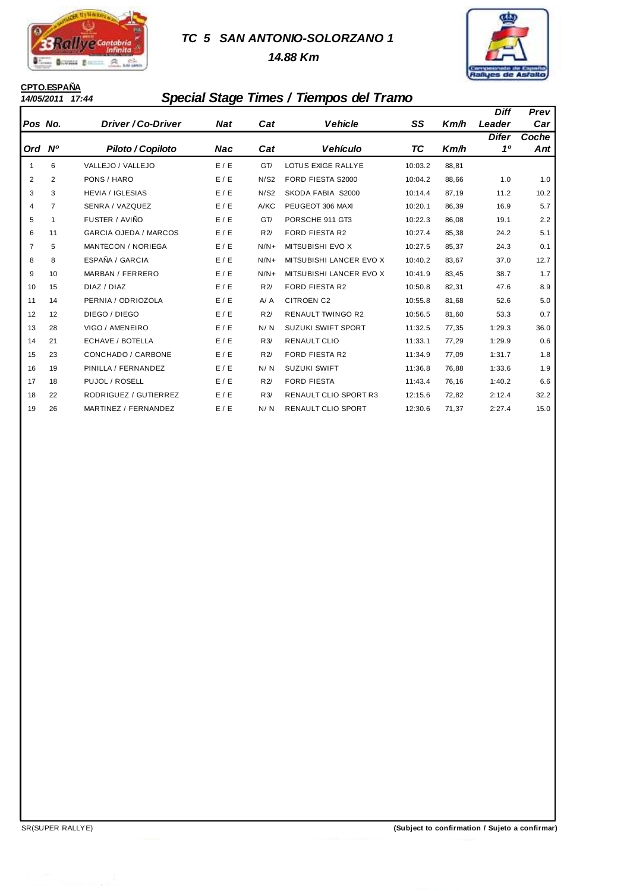# TC 5 SAN ANTONIO-SOLORZANO 1

**14.88 Km**

**CPTO.ESPAÑA**

**14/05/2011 17:44**

## Special Stage Times / Tiempos del Tramo

| Pos / Ord | No. / Nº | Driver / Co-Driver / Piloto / Copiloto | Nat / Nac | Cat | Vehicle / Vehículo | SS / TC | Km/h | Diff Leader / Difer 1º | Prev Car / Coche Ant |
|---|---|---|---|---|---|---|---|---|---|
| 1 | 6 | VALLEJO / VALLEJO | E / E | GT/ | LOTUS EXIGE RALLYE | 10:03.2 | 88,81 | | |
| 2 | 2 | PONS / HARO | E / E | N/S2 | FORD FIESTA S2000 | 10:04.2 | 88,66 | 1.0 | 1.0 |
| 3 | 3 | HEVIA / IGLESIAS | E / E | N/S2 | SKODA FABIA S2000 | 10:14.4 | 87,19 | 11.2 | 10.2 |
| 4 | 7 | SENRA / VAZQUEZ | E / E | A/KC | PEUGEOT 306 MAXI | 10:20.1 | 86,39 | 16.9 | 5.7 |
| 5 | 1 | FUSTER / AVIÑO | E / E | GT/ | PORSCHE 911 GT3 | 10:22.3 | 86,08 | 19.1 | 2.2 |
| 6 | 11 | GARCIA OJEDA / MARCOS | E / E | R2/ | FORD FIESTA R2 | 10:27.4 | 85,38 | 24.2 | 5.1 |
| 7 | 5 | MANTECON / NORIEGA | E / E | N/N+ | MITSUBISHI EVO X | 10:27.5 | 85,37 | 24.3 | 0.1 |
| 8 | 8 | ESPAÑA / GARCIA | E / E | N/N+ | MITSUBISHI LANCER EVO X | 10:40.2 | 83,67 | 37.0 | 12.7 |
| 9 | 10 | MARBAN / FERRERO | E / E | N/N+ | MITSUBISHI LANCER EVO X | 10:41.9 | 83,45 | 38.7 | 1.7 |
| 10 | 15 | DIAZ / DIAZ | E / E | R2/ | FORD FIESTA R2 | 10:50.8 | 82,31 | 47.6 | 8.9 |
| 11 | 14 | PERNIA / ODRIOZOLA | E / E | A/ A | CITROEN C2 | 10:55.8 | 81,68 | 52.6 | 5.0 |
| 12 | 12 | DIEGO / DIEGO | E / E | R2/ | RENAULT TWINGO R2 | 10:56.5 | 81,60 | 53.3 | 0.7 |
| 13 | 28 | VIGO / AMENEIRO | E / E | N/ N | SUZUKI SWIFT SPORT | 11:32.5 | 77,35 | 1:29.3 | 36.0 |
| 14 | 21 | ECHAVE / BOTELLA | E / E | R3/ | RENAULT CLIO | 11:33.1 | 77,29 | 1:29.9 | 0.6 |
| 15 | 23 | CONCHADO / CARBONE | E / E | R2/ | FORD FIESTA R2 | 11:34.9 | 77,09 | 1:31.7 | 1.8 |
| 16 | 19 | PINILLA / FERNANDEZ | E / E | N/ N | SUZUKI SWIFT | 11:36.8 | 76,88 | 1:33.6 | 1.9 |
| 17 | 18 | PUJOL / ROSELL | E / E | R2/ | FORD FIESTA | 11:43.4 | 76,16 | 1:40.2 | 6.6 |
| 18 | 22 | RODRIGUEZ / GUTIERREZ | E / E | R3/ | RENAULT CLIO SPORT R3 | 12:15.6 | 72,82 | 2:12.4 | 32.2 |
| 19 | 26 | MARTINEZ / FERNANDEZ | E / E | N/ N | RENAULT CLIO SPORT | 12:30.6 | 71,37 | 2:27.4 | 15.0 |

SR(SUPER RALLYE)

**(Subject to confirmation / Sujeto a confirmar)**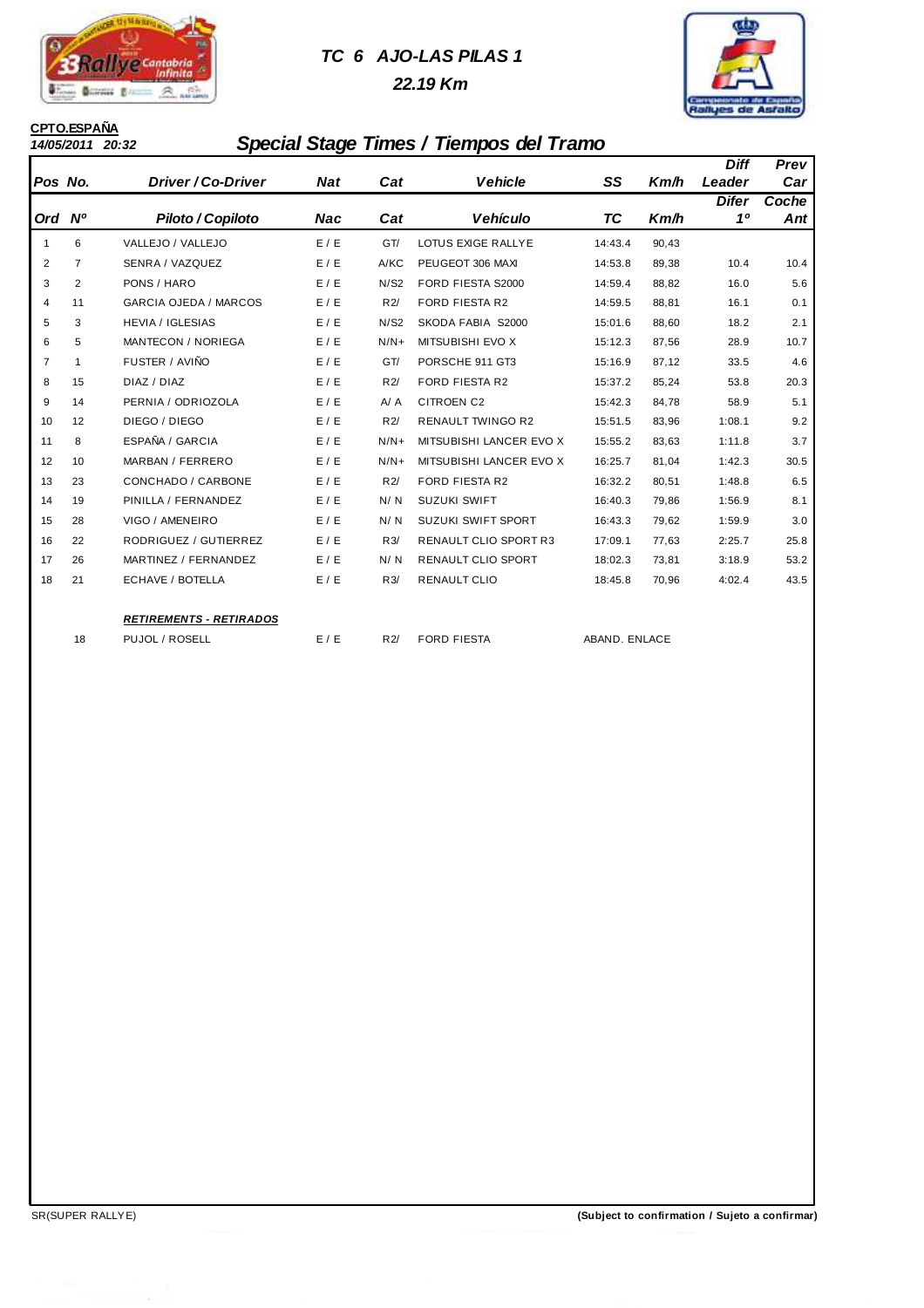# TC 6 AJO-LAS PILAS 1

## 22.19 Km

**CPTO.ESPAÑA**

***14/05/2011 20:32***

## *Special Stage Times / Tiempos del Tramo*

| Pos / Ord | No. / Nº | Driver / Co-Driver / Piloto / Copiloto | Nat / Nac | Cat | Vehicle / Vehículo | SS / TC | Km/h | Diff Leader / Difer 1º | Prev Car / Coche Ant |
|---|---|---|---|---|---|---|---|---|---|
| 1 | 6 | VALLEJO / VALLEJO | E / E | GT/ | LOTUS EXIGE RALLYE | 14:43.4 | 90,43 | | |
| 2 | 7 | SENRA / VAZQUEZ | E / E | A/KC | PEUGEOT 306 MAXI | 14:53.8 | 89,38 | 10.4 | 10.4 |
| 3 | 2 | PONS / HARO | E / E | N/S2 | FORD FIESTA S2000 | 14:59.4 | 88,82 | 16.0 | 5.6 |
| 4 | 11 | GARCIA OJEDA / MARCOS | E / E | R2/ | FORD FIESTA R2 | 14:59.5 | 88,81 | 16.1 | 0.1 |
| 5 | 3 | HEVIA / IGLESIAS | E / E | N/S2 | SKODA FABIA S2000 | 15:01.6 | 88,60 | 18.2 | 2.1 |
| 6 | 5 | MANTECON / NORIEGA | E / E | N/N+ | MITSUBISHI EVO X | 15:12.3 | 87,56 | 28.9 | 10.7 |
| 7 | 1 | FUSTER / AVIÑO | E / E | GT/ | PORSCHE 911 GT3 | 15:16.9 | 87,12 | 33.5 | 4.6 |
| 8 | 15 | DIAZ / DIAZ | E / E | R2/ | FORD FIESTA R2 | 15:37.2 | 85,24 | 53.8 | 20.3 |
| 9 | 14 | PERNIA / ODRIOZOLA | E / E | A/ A | CITROEN C2 | 15:42.3 | 84,78 | 58.9 | 5.1 |
| 10 | 12 | DIEGO / DIEGO | E / E | R2/ | RENAULT TWINGO R2 | 15:51.5 | 83,96 | 1:08.1 | 9.2 |
| 11 | 8 | ESPAÑA / GARCIA | E / E | N/N+ | MITSUBISHI LANCER EVO X | 15:55.2 | 83,63 | 1:11.8 | 3.7 |
| 12 | 10 | MARBAN / FERRERO | E / E | N/N+ | MITSUBISHI LANCER EVO X | 16:25.7 | 81,04 | 1:42.3 | 30.5 |
| 13 | 23 | CONCHADO / CARBONE | E / E | R2/ | FORD FIESTA R2 | 16:32.2 | 80,51 | 1:48.8 | 6.5 |
| 14 | 19 | PINILLA / FERNANDEZ | E / E | N/ N | SUZUKI SWIFT | 16:40.3 | 79,86 | 1:56.9 | 8.1 |
| 15 | 28 | VIGO / AMENEIRO | E / E | N/ N | SUZUKI SWIFT SPORT | 16:43.3 | 79,62 | 1:59.9 | 3.0 |
| 16 | 22 | RODRIGUEZ / GUTIERREZ | E / E | R3/ | RENAULT CLIO SPORT R3 | 17:09.1 | 77,63 | 2:25.7 | 25.8 |
| 17 | 26 | MARTINEZ / FERNANDEZ | E / E | N/ N | RENAULT CLIO SPORT | 18:02.3 | 73,81 | 3:18.9 | 53.2 |
| 18 | 21 | ECHAVE / BOTELLA | E / E | R3/ | RENAULT CLIO | 18:45.8 | 70,96 | 4:02.4 | 43.5 |

***RETIREMENTS - RETIRADOS***

| No. | Driver / Co-Driver | Nat | Cat | Vehicle | |
|---|---|---|---|---|---|
| 18 | PUJOL / ROSELL | E / E | R2/ | FORD FIESTA | ABAND. ENLACE |

SR(SUPER RALLYE)

**(Subject to confirmation / Sujeto a confirmar)**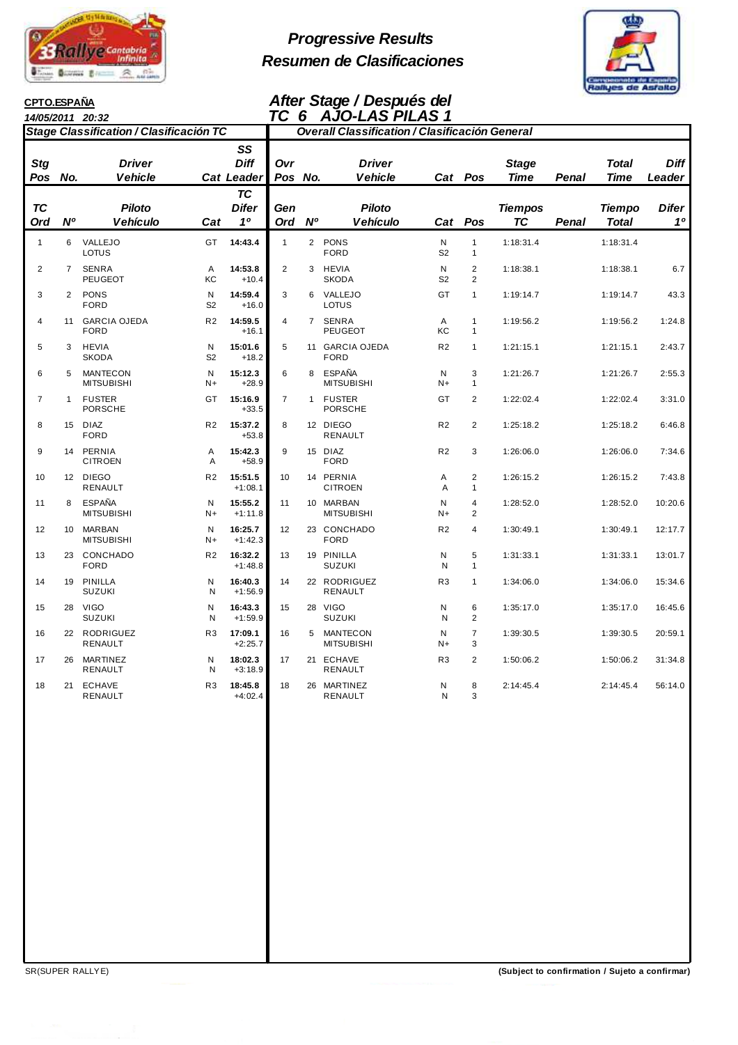# Progressive Results
# Resumen de Clasificaciones

**CPTO.ESPAÑA**
*14/05/2011 20:32*

## After Stage / Después del
## TC 6 AJO-LAS PILAS 1

### Stage Classification / Clasificación TC

| Stg Pos / TC Ord | No. / Nº | Driver Vehicle / Piloto Vehículo | Cat | SS Diff Leader / TC Difer 1º |
|---|---|---|---|---|
| 1 | 6 | VALLEJO LOTUS | GT | **14:43.4** |
| 2 | 7 | SENRA PEUGEOT | A KC | **14:53.8** +10.4 |
| 3 | 2 | PONS FORD | N S2 | **14:59.4** +16.0 |
| 4 | 11 | GARCIA OJEDA FORD | R2 | **14:59.5** +16.1 |
| 5 | 3 | HEVIA SKODA | N S2 | **15:01.6** +18.2 |
| 6 | 5 | MANTECON MITSUBISHI | N N+ | **15:12.3** +28.9 |
| 7 | 1 | FUSTER PORSCHE | GT | **15:16.9** +33.5 |
| 8 | 15 | DIAZ FORD | R2 | **15:37.2** +53.8 |
| 9 | 14 | PERNIA CITROEN | A A | **15:42.3** +58.9 |
| 10 | 12 | DIEGO RENAULT | R2 | **15:51.5** +1:08.1 |
| 11 | 8 | ESPAÑA MITSUBISHI | N N+ | **15:55.2** +1:11.8 |
| 12 | 10 | MARBAN MITSUBISHI | N N+ | **16:25.7** +1:42.3 |
| 13 | 23 | CONCHADO FORD | R2 | **16:32.2** +1:48.8 |
| 14 | 19 | PINILLA SUZUKI | N N | **16:40.3** +1:56.9 |
| 15 | 28 | VIGO SUZUKI | N N | **16:43.3** +1:59.9 |
| 16 | 22 | RODRIGUEZ RENAULT | R3 | **17:09.1** +2:25.7 |
| 17 | 26 | MARTINEZ RENAULT | N N | **18:02.3** +3:18.9 |
| 18 | 21 | ECHAVE RENAULT | R3 | **18:45.8** +4:02.4 |

### Overall Classification / Clasificación General

| Ovr Pos / Gen Ord | No. / Nº | Driver Vehicle / Piloto Vehículo | Cat | Pos | Stage Time / Tiempos TC | Penal | Total Time / Tiempo Total | Diff Leader / Difer 1º |
|---|---|---|---|---|---|---|---|---|
| 1 | 2 | PONS FORD | N S2 | 1 1 | 1:18:31.4 | | 1:18:31.4 | |
| 2 | 3 | HEVIA SKODA | N S2 | 2 2 | 1:18:38.1 | | 1:18:38.1 | 6.7 |
| 3 | 6 | VALLEJO LOTUS | GT | 1 | 1:19:14.7 | | 1:19:14.7 | 43.3 |
| 4 | 7 | SENRA PEUGEOT | A KC | 1 1 | 1:19:56.2 | | 1:19:56.2 | 1:24.8 |
| 5 | 11 | GARCIA OJEDA FORD | R2 | 1 | 1:21:15.1 | | 1:21:15.1 | 2:43.7 |
| 6 | 8 | ESPAÑA MITSUBISHI | N N+ | 3 1 | 1:21:26.7 | | 1:21:26.7 | 2:55.3 |
| 7 | 1 | FUSTER PORSCHE | GT | 2 | 1:22:02.4 | | 1:22:02.4 | 3:31.0 |
| 8 | 12 | DIEGO RENAULT | R2 | 2 | 1:25:18.2 | | 1:25:18.2 | 6:46.8 |
| 9 | 15 | DIAZ FORD | R2 | 3 | 1:26:06.0 | | 1:26:06.0 | 7:34.6 |
| 10 | 14 | PERNIA CITROEN | A A | 2 1 | 1:26:15.2 | | 1:26:15.2 | 7:43.8 |
| 11 | 10 | MARBAN MITSUBISHI | N N+ | 4 2 | 1:28:52.0 | | 1:28:52.0 | 10:20.6 |
| 12 | 23 | CONCHADO FORD | R2 | 4 | 1:30:49.1 | | 1:30:49.1 | 12:17.7 |
| 13 | 19 | PINILLA SUZUKI | N N | 5 1 | 1:31:33.1 | | 1:31:33.1 | 13:01.7 |
| 14 | 22 | RODRIGUEZ RENAULT | R3 | 1 | 1:34:06.0 | | 1:34:06.0 | 15:34.6 |
| 15 | 28 | VIGO SUZUKI | N N | 6 2 | 1:35:17.0 | | 1:35:17.0 | 16:45.6 |
| 16 | 5 | MANTECON MITSUBISHI | N N+ | 7 3 | 1:39:30.5 | | 1:39:30.5 | 20:59.1 |
| 17 | 21 | ECHAVE RENAULT | R3 | 2 | 1:50:06.2 | | 1:50:06.2 | 31:34.8 |
| 18 | 26 | MARTINEZ RENAULT | N N | 8 3 | 2:14:45.4 | | 2:14:45.4 | 56:14.0 |

SR(SUPER RALLYE)

**(Subject to confirmation / Sujeto a confirmar)**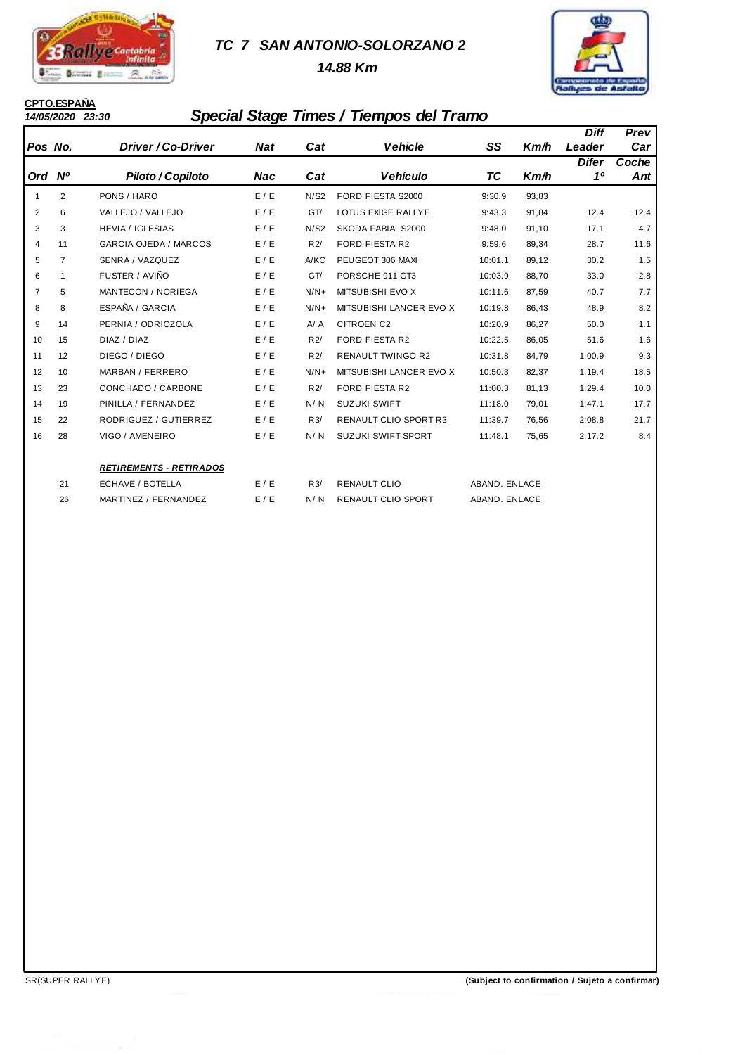# TC 7 SAN ANTONIO-SOLORZANO 2

**14.88 Km**

**CPTO.ESPAÑA**

***14/05/2020 23:30***

## *Special Stage Times / Tiempos del Tramo*

| Pos / Ord | No. / Nº | Driver / Co-Driver / Piloto / Copiloto | Nat / Nac | Cat | Vehicle / Vehículo | SS / TC | Km/h | Diff Leader / Difer 1º | Prev Car / Coche Ant |
|---|---|---|---|---|---|---|---|---|---|
| 1 | 2 | PONS / HARO | E / E | N/S2 | FORD FIESTA S2000 | 9:30.9 | 93,83 | | |
| 2 | 6 | VALLEJO / VALLEJO | E / E | GT/ | LOTUS EXIGE RALLYE | 9:43.3 | 91,84 | 12.4 | 12.4 |
| 3 | 3 | HEVIA / IGLESIAS | E / E | N/S2 | SKODA FABIA S2000 | 9:48.0 | 91,10 | 17.1 | 4.7 |
| 4 | 11 | GARCIA OJEDA / MARCOS | E / E | R2/ | FORD FIESTA R2 | 9:59.6 | 89,34 | 28.7 | 11.6 |
| 5 | 7 | SENRA / VAZQUEZ | E / E | A/KC | PEUGEOT 306 MAXI | 10:01.1 | 89,12 | 30.2 | 1.5 |
| 6 | 1 | FUSTER / AVIÑO | E / E | GT/ | PORSCHE 911 GT3 | 10:03.9 | 88,70 | 33.0 | 2.8 |
| 7 | 5 | MANTECON / NORIEGA | E / E | N/N+ | MITSUBISHI EVO X | 10:11.6 | 87,59 | 40.7 | 7.7 |
| 8 | 8 | ESPAÑA / GARCIA | E / E | N/N+ | MITSUBISHI LANCER EVO X | 10:19.8 | 86,43 | 48.9 | 8.2 |
| 9 | 14 | PERNIA / ODRIOZOLA | E / E | A/ A | CITROEN C2 | 10:20.9 | 86,27 | 50.0 | 1.1 |
| 10 | 15 | DIAZ / DIAZ | E / E | R2/ | FORD FIESTA R2 | 10:22.5 | 86,05 | 51.6 | 1.6 |
| 11 | 12 | DIEGO / DIEGO | E / E | R2/ | RENAULT TWINGO R2 | 10:31.8 | 84,79 | 1:00.9 | 9.3 |
| 12 | 10 | MARBAN / FERRERO | E / E | N/N+ | MITSUBISHI LANCER EVO X | 10:50.3 | 82,37 | 1:19.4 | 18.5 |
| 13 | 23 | CONCHADO / CARBONE | E / E | R2/ | FORD FIESTA R2 | 11:00.3 | 81,13 | 1:29.4 | 10.0 |
| 14 | 19 | PINILLA / FERNANDEZ | E / E | N/ N | SUZUKI SWIFT | 11:18.0 | 79,01 | 1:47.1 | 17.7 |
| 15 | 22 | RODRIGUEZ / GUTIERREZ | E / E | R3/ | RENAULT CLIO SPORT R3 | 11:39.7 | 76,56 | 2:08.8 | 21.7 |
| 16 | 28 | VIGO / AMENEIRO | E / E | N/ N | SUZUKI SWIFT SPORT | 11:48.1 | 75,65 | 2:17.2 | 8.4 |

***RETIREMENTS - RETIRADOS***

| No. | Driver / Co-Driver | Nat | Cat | Vehicle | Status |
|---|---|---|---|---|---|
| 21 | ECHAVE / BOTELLA | E / E | R3/ | RENAULT CLIO | ABAND. ENLACE |
| 26 | MARTINEZ / FERNANDEZ | E / E | N/ N | RENAULT CLIO SPORT | ABAND. ENLACE |

SR(SUPER RALLYE)

**(Subject to confirmation / Sujeto a confirmar)**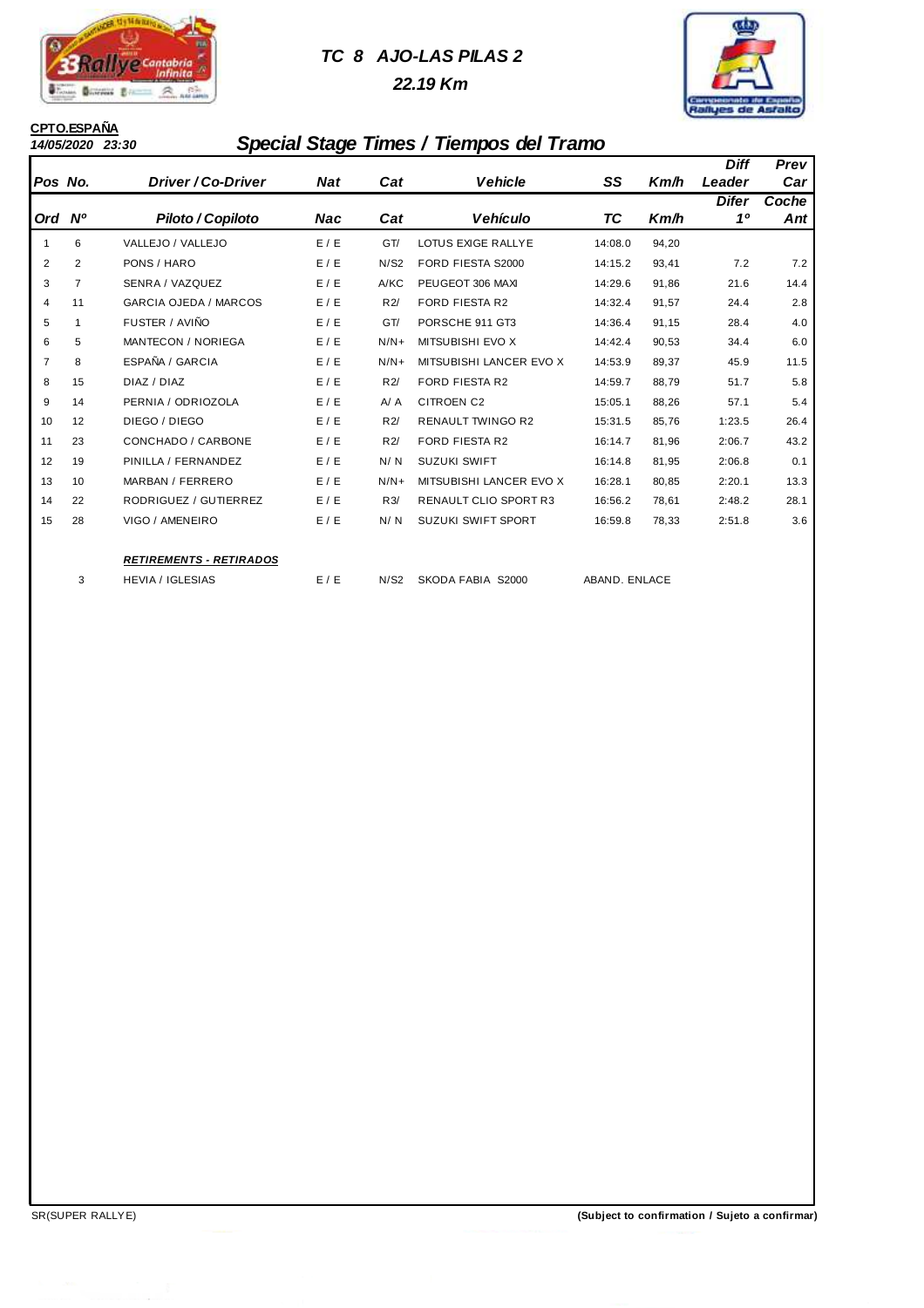# TC 8 AJO-LAS PILAS 2

## 22.19 Km

**CPTO.ESPAÑA**

*14/05/2020 23:30*

## Special Stage Times / Tiempos del Tramo

| Pos | No. | Driver / Co-Driver | Nat | Cat | Vehicle | SS | Km/h | Diff Leader | Prev Car |
|---|---|---|---|---|---|---|---|---|---|
| Ord | Nº | Piloto / Copiloto | Nac | Cat | Vehículo | TC | Km/h | Difer 1º | Coche Ant |
| 1 | 6 | VALLEJO / VALLEJO | E / E | GT/ | LOTUS EXIGE RALLYE | 14:08.0 | 94,20 | | |
| 2 | 2 | PONS / HARO | E / E | N/S2 | FORD FIESTA S2000 | 14:15.2 | 93,41 | 7.2 | 7.2 |
| 3 | 7 | SENRA / VAZQUEZ | E / E | A/KC | PEUGEOT 306 MAXI | 14:29.6 | 91,86 | 21.6 | 14.4 |
| 4 | 11 | GARCIA OJEDA / MARCOS | E / E | R2/ | FORD FIESTA R2 | 14:32.4 | 91,57 | 24.4 | 2.8 |
| 5 | 1 | FUSTER / AVIÑO | E / E | GT/ | PORSCHE 911 GT3 | 14:36.4 | 91,15 | 28.4 | 4.0 |
| 6 | 5 | MANTECON / NORIEGA | E / E | N/N+ | MITSUBISHI EVO X | 14:42.4 | 90,53 | 34.4 | 6.0 |
| 7 | 8 | ESPAÑA / GARCIA | E / E | N/N+ | MITSUBISHI LANCER EVO X | 14:53.9 | 89,37 | 45.9 | 11.5 |
| 8 | 15 | DIAZ / DIAZ | E / E | R2/ | FORD FIESTA R2 | 14:59.7 | 88,79 | 51.7 | 5.8 |
| 9 | 14 | PERNIA / ODRIOZOLA | E / E | A/ A | CITROEN C2 | 15:05.1 | 88,26 | 57.1 | 5.4 |
| 10 | 12 | DIEGO / DIEGO | E / E | R2/ | RENAULT TWINGO R2 | 15:31.5 | 85,76 | 1:23.5 | 26.4 |
| 11 | 23 | CONCHADO / CARBONE | E / E | R2/ | FORD FIESTA R2 | 16:14.7 | 81,96 | 2:06.7 | 43.2 |
| 12 | 19 | PINILLA / FERNANDEZ | E / E | N/ N | SUZUKI SWIFT | 16:14.8 | 81,95 | 2:06.8 | 0.1 |
| 13 | 10 | MARBAN / FERRERO | E / E | N/N+ | MITSUBISHI LANCER EVO X | 16:28.1 | 80,85 | 2:20.1 | 13.3 |
| 14 | 22 | RODRIGUEZ / GUTIERREZ | E / E | R3/ | RENAULT CLIO SPORT R3 | 16:56.2 | 78,61 | 2:48.2 | 28.1 |
| 15 | 28 | VIGO / AMENEIRO | E / E | N/ N | SUZUKI SWIFT SPORT | 16:59.8 | 78,33 | 2:51.8 | 3.6 |

**RETIREMENTS - RETIRADOS**

| | | | | |
|---|---|---|---|---|
| 3 | HEVIA / IGLESIAS | E / E | N/S2 | SKODA FABIA S2000 | ABAND. ENLACE |

SR(SUPER RALLYE)

**(Subject to confirmation / Sujeto a confirmar)**